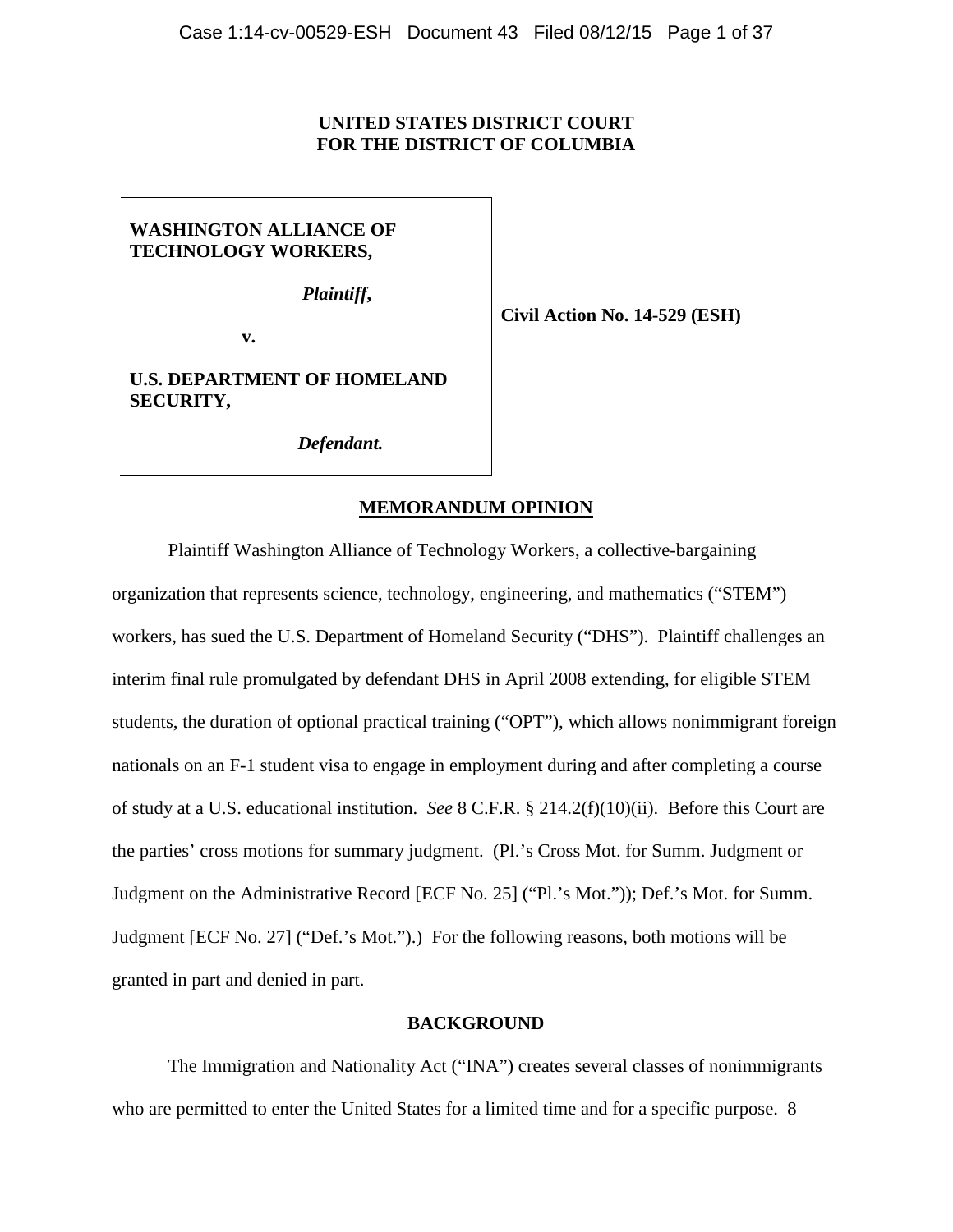**UNITED STATES DISTRICT COURT**
**FOR THE DISTRICT OF COLUMBIA**

| | |
|---|---|
| **WASHINGTON ALLIANCE OF TECHNOLOGY WORKERS,** *Plaintiff,* v. **U.S. DEPARTMENT OF HOMELAND SECURITY,** *Defendant.* | **Civil Action No. 14-529 (ESH)** |

**MEMORANDUM OPINION**

Plaintiff Washington Alliance of Technology Workers, a collective-bargaining organization that represents science, technology, engineering, and mathematics ("STEM") workers, has sued the U.S. Department of Homeland Security ("DHS"). Plaintiff challenges an interim final rule promulgated by defendant DHS in April 2008 extending, for eligible STEM students, the duration of optional practical training ("OPT"), which allows nonimmigrant foreign nationals on an F-1 student visa to engage in employment during and after completing a course of study at a U.S. educational institution. *See* 8 C.F.R. § 214.2(f)(10)(ii). Before this Court are the parties' cross motions for summary judgment. (Pl.'s Cross Mot. for Summ. Judgment or Judgment on the Administrative Record [ECF No. 25] ("Pl.'s Mot.")); Def.'s Mot. for Summ. Judgment [ECF No. 27] ("Def.'s Mot.").) For the following reasons, both motions will be granted in part and denied in part.

**BACKGROUND**

The Immigration and Nationality Act ("INA") creates several classes of nonimmigrants who are permitted to enter the United States for a limited time and for a specific purpose. 8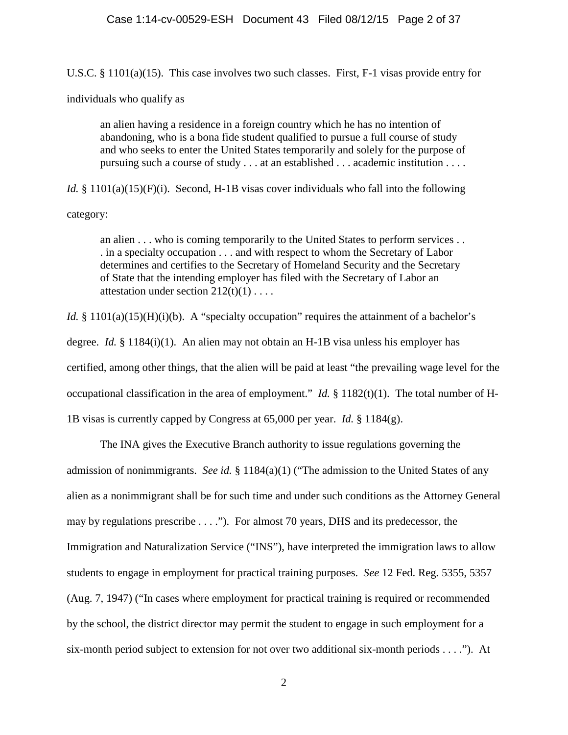U.S.C. § 1101(a)(15). This case involves two such classes. First, F-1 visas provide entry for individuals who qualify as

> an alien having a residence in a foreign country which he has no intention of abandoning, who is a bona fide student qualified to pursue a full course of study and who seeks to enter the United States temporarily and solely for the purpose of pursuing such a course of study . . . at an established . . . academic institution . . . .

*Id.* § 1101(a)(15)(F)(i). Second, H-1B visas cover individuals who fall into the following category:

> an alien . . . who is coming temporarily to the United States to perform services . . . in a specialty occupation . . . and with respect to whom the Secretary of Labor determines and certifies to the Secretary of Homeland Security and the Secretary of State that the intending employer has filed with the Secretary of Labor an attestation under section 212(t)(1) . . . .

*Id.* § 1101(a)(15)(H)(i)(b). A "specialty occupation" requires the attainment of a bachelor's degree. *Id.* § 1184(i)(1). An alien may not obtain an H-1B visa unless his employer has certified, among other things, that the alien will be paid at least "the prevailing wage level for the occupational classification in the area of employment." *Id.* § 1182(t)(1). The total number of H-1B visas is currently capped by Congress at 65,000 per year. *Id.* § 1184(g).

The INA gives the Executive Branch authority to issue regulations governing the admission of nonimmigrants. *See id.* § 1184(a)(1) ("The admission to the United States of any alien as a nonimmigrant shall be for such time and under such conditions as the Attorney General may by regulations prescribe . . . ."). For almost 70 years, DHS and its predecessor, the Immigration and Naturalization Service ("INS"), have interpreted the immigration laws to allow students to engage in employment for practical training purposes. *See* 12 Fed. Reg. 5355, 5357 (Aug. 7, 1947) ("In cases where employment for practical training is required or recommended by the school, the district director may permit the student to engage in such employment for a six-month period subject to extension for not over two additional six-month periods . . . ."). At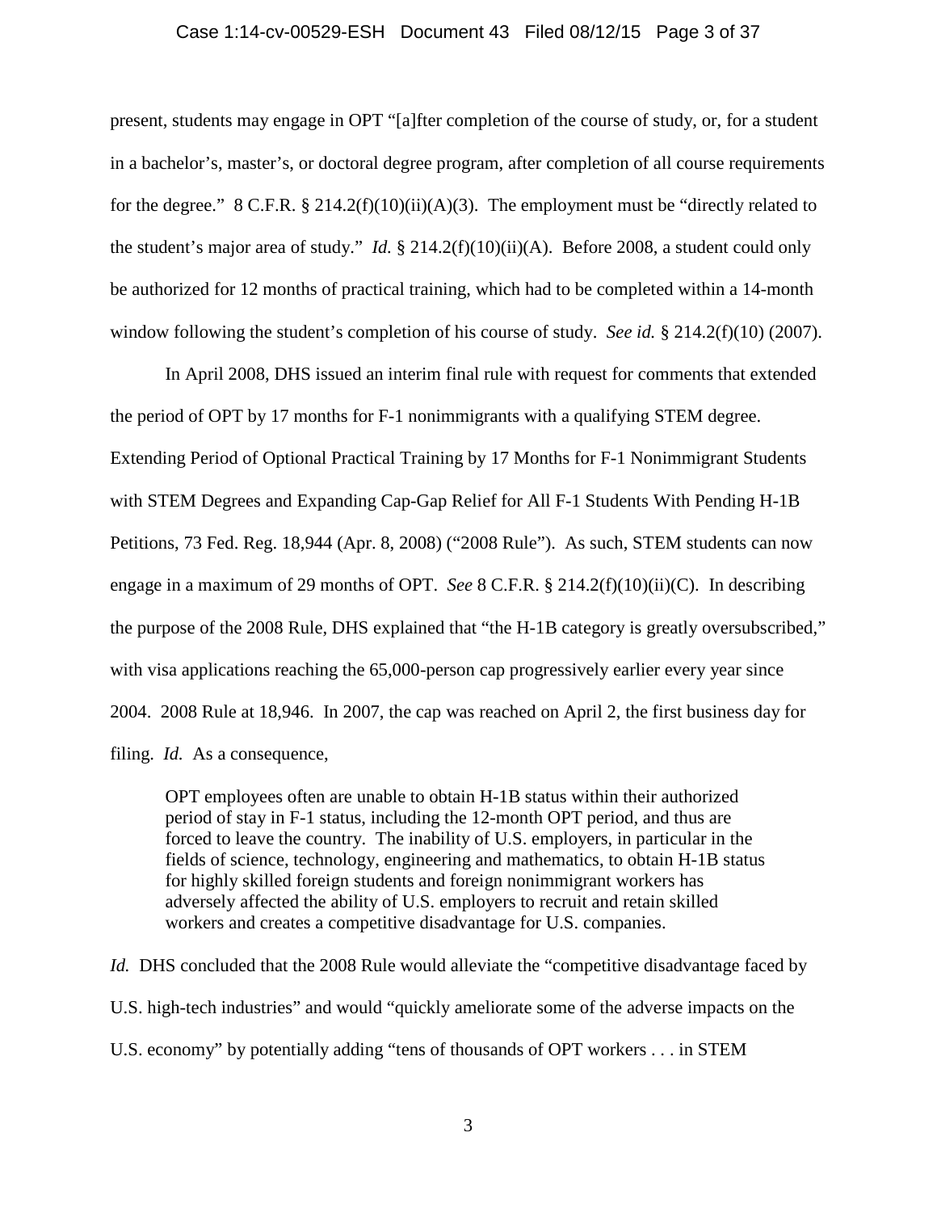present, students may engage in OPT "[a]fter completion of the course of study, or, for a student in a bachelor's, master's, or doctoral degree program, after completion of all course requirements for the degree." 8 C.F.R. § 214.2(f)(10)(ii)(A)(3). The employment must be "directly related to the student's major area of study." *Id.* § 214.2(f)(10)(ii)(A). Before 2008, a student could only be authorized for 12 months of practical training, which had to be completed within a 14-month window following the student's completion of his course of study. *See id.* § 214.2(f)(10) (2007).

In April 2008, DHS issued an interim final rule with request for comments that extended the period of OPT by 17 months for F-1 nonimmigrants with a qualifying STEM degree. Extending Period of Optional Practical Training by 17 Months for F-1 Nonimmigrant Students with STEM Degrees and Expanding Cap-Gap Relief for All F-1 Students With Pending H-1B Petitions, 73 Fed. Reg. 18,944 (Apr. 8, 2008) ("2008 Rule"). As such, STEM students can now engage in a maximum of 29 months of OPT. *See* 8 C.F.R. § 214.2(f)(10)(ii)(C). In describing the purpose of the 2008 Rule, DHS explained that "the H-1B category is greatly oversubscribed," with visa applications reaching the 65,000-person cap progressively earlier every year since 2004. 2008 Rule at 18,946. In 2007, the cap was reached on April 2, the first business day for filing. *Id.* As a consequence,

> OPT employees often are unable to obtain H-1B status within their authorized period of stay in F-1 status, including the 12-month OPT period, and thus are forced to leave the country. The inability of U.S. employers, in particular in the fields of science, technology, engineering and mathematics, to obtain H-1B status for highly skilled foreign students and foreign nonimmigrant workers has adversely affected the ability of U.S. employers to recruit and retain skilled workers and creates a competitive disadvantage for U.S. companies.

*Id.* DHS concluded that the 2008 Rule would alleviate the "competitive disadvantage faced by U.S. high-tech industries" and would "quickly ameliorate some of the adverse impacts on the U.S. economy" by potentially adding "tens of thousands of OPT workers . . . in STEM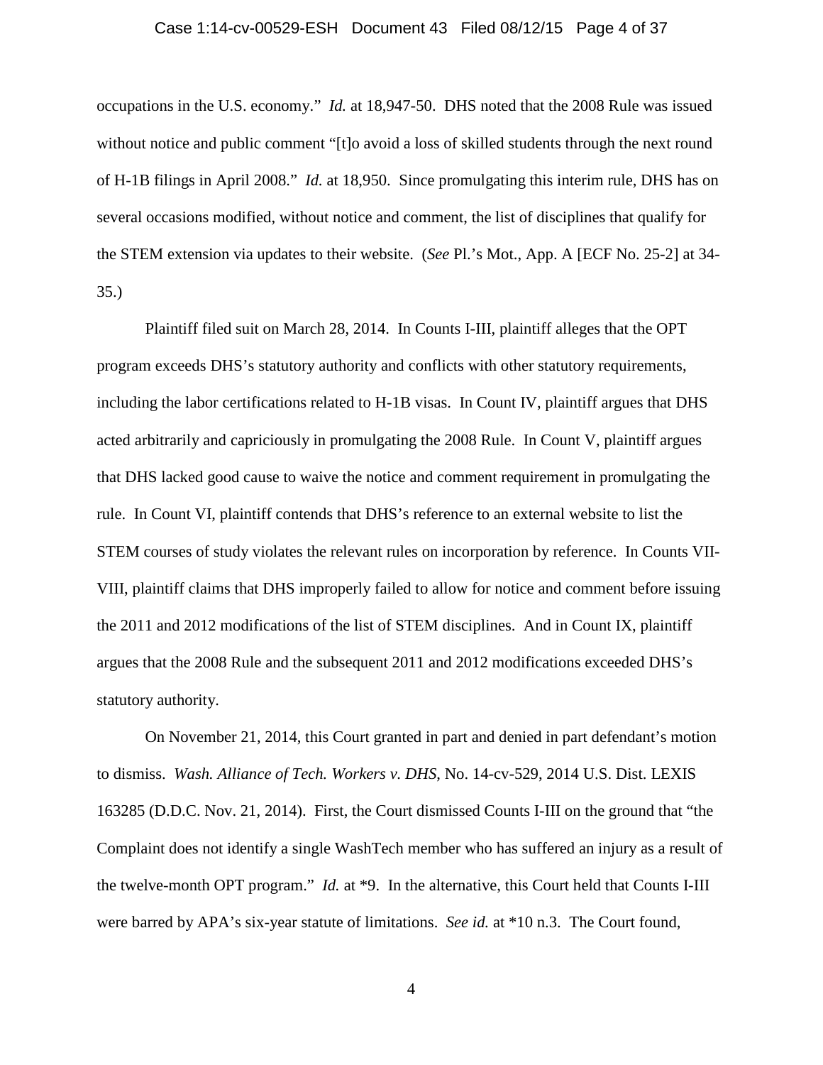occupations in the U.S. economy." *Id.* at 18,947-50. DHS noted that the 2008 Rule was issued without notice and public comment "[t]o avoid a loss of skilled students through the next round of H-1B filings in April 2008." *Id.* at 18,950. Since promulgating this interim rule, DHS has on several occasions modified, without notice and comment, the list of disciplines that qualify for the STEM extension via updates to their website. (*See* Pl.'s Mot., App. A [ECF No. 25-2] at 34-35.)

Plaintiff filed suit on March 28, 2014. In Counts I-III, plaintiff alleges that the OPT program exceeds DHS's statutory authority and conflicts with other statutory requirements, including the labor certifications related to H-1B visas. In Count IV, plaintiff argues that DHS acted arbitrarily and capriciously in promulgating the 2008 Rule. In Count V, plaintiff argues that DHS lacked good cause to waive the notice and comment requirement in promulgating the rule. In Count VI, plaintiff contends that DHS's reference to an external website to list the STEM courses of study violates the relevant rules on incorporation by reference. In Counts VII-VIII, plaintiff claims that DHS improperly failed to allow for notice and comment before issuing the 2011 and 2012 modifications of the list of STEM disciplines. And in Count IX, plaintiff argues that the 2008 Rule and the subsequent 2011 and 2012 modifications exceeded DHS's statutory authority.

On November 21, 2014, this Court granted in part and denied in part defendant's motion to dismiss. *Wash. Alliance of Tech. Workers v. DHS*, No. 14-cv-529, 2014 U.S. Dist. LEXIS 163285 (D.D.C. Nov. 21, 2014). First, the Court dismissed Counts I-III on the ground that "the Complaint does not identify a single WashTech member who has suffered an injury as a result of the twelve-month OPT program." *Id.* at *9. In the alternative, this Court held that Counts I-III were barred by APA's six-year statute of limitations. *See id.* at *10 n.3. The Court found,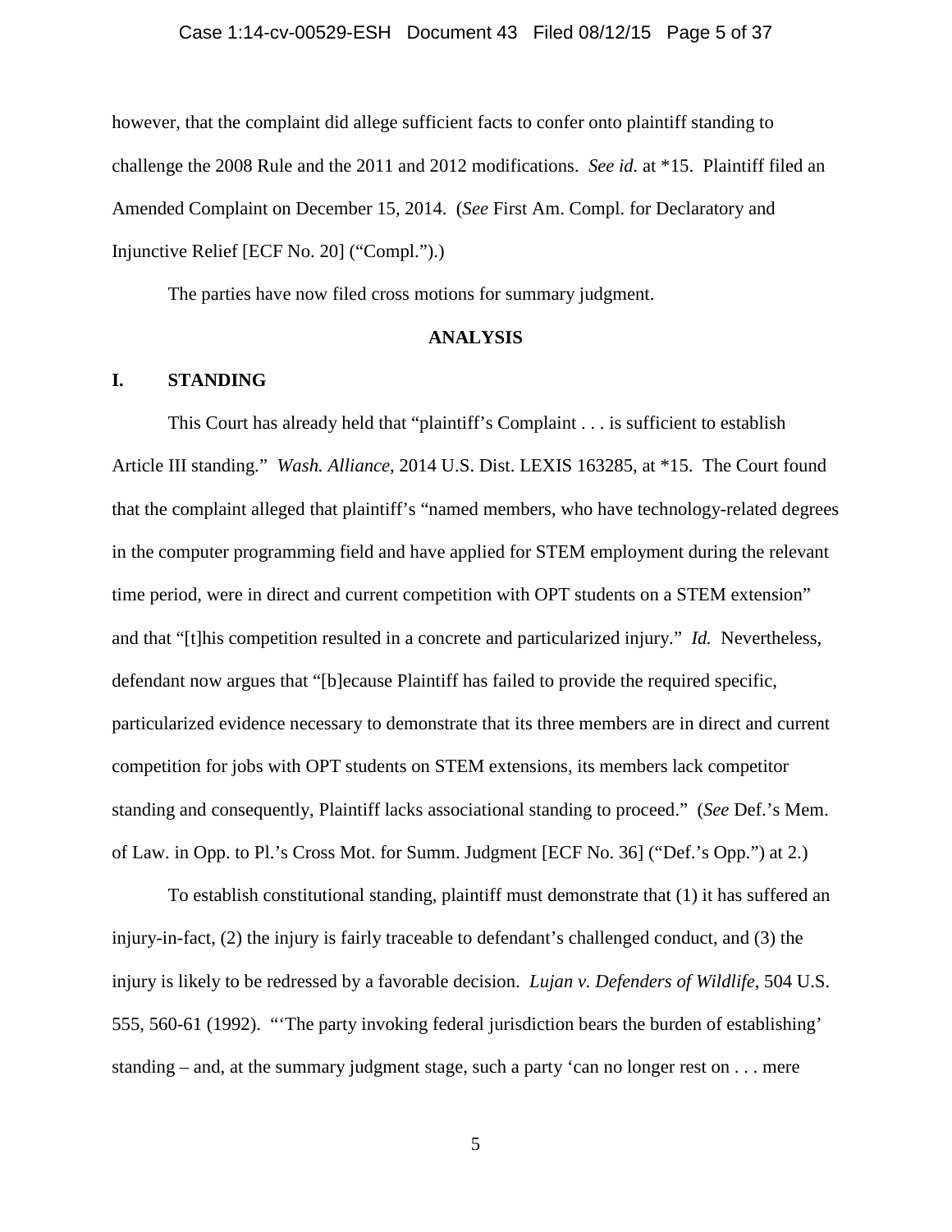however, that the complaint did allege sufficient facts to confer onto plaintiff standing to challenge the 2008 Rule and the 2011 and 2012 modifications. *See id.* at *15. Plaintiff filed an Amended Complaint on December 15, 2014. (*See* First Am. Compl. for Declaratory and Injunctive Relief [ECF No. 20] ("Compl.").)

The parties have now filed cross motions for summary judgment.

## ANALYSIS

### I. STANDING

This Court has already held that "plaintiff's Complaint . . . is sufficient to establish Article III standing." *Wash. Alliance*, 2014 U.S. Dist. LEXIS 163285, at *15. The Court found that the complaint alleged that plaintiff's "named members, who have technology-related degrees in the computer programming field and have applied for STEM employment during the relevant time period, were in direct and current competition with OPT students on a STEM extension" and that "[t]his competition resulted in a concrete and particularized injury." *Id.* Nevertheless, defendant now argues that "[b]ecause Plaintiff has failed to provide the required specific, particularized evidence necessary to demonstrate that its three members are in direct and current competition for jobs with OPT students on STEM extensions, its members lack competitor standing and consequently, Plaintiff lacks associational standing to proceed." (*See* Def.'s Mem. of Law. in Opp. to Pl.'s Cross Mot. for Summ. Judgment [ECF No. 36] ("Def.'s Opp.") at 2.)

To establish constitutional standing, plaintiff must demonstrate that (1) it has suffered an injury-in-fact, (2) the injury is fairly traceable to defendant's challenged conduct, and (3) the injury is likely to be redressed by a favorable decision. *Lujan v. Defenders of Wildlife*, 504 U.S. 555, 560-61 (1992). "'The party invoking federal jurisdiction bears the burden of establishing' standing – and, at the summary judgment stage, such a party 'can no longer rest on . . . mere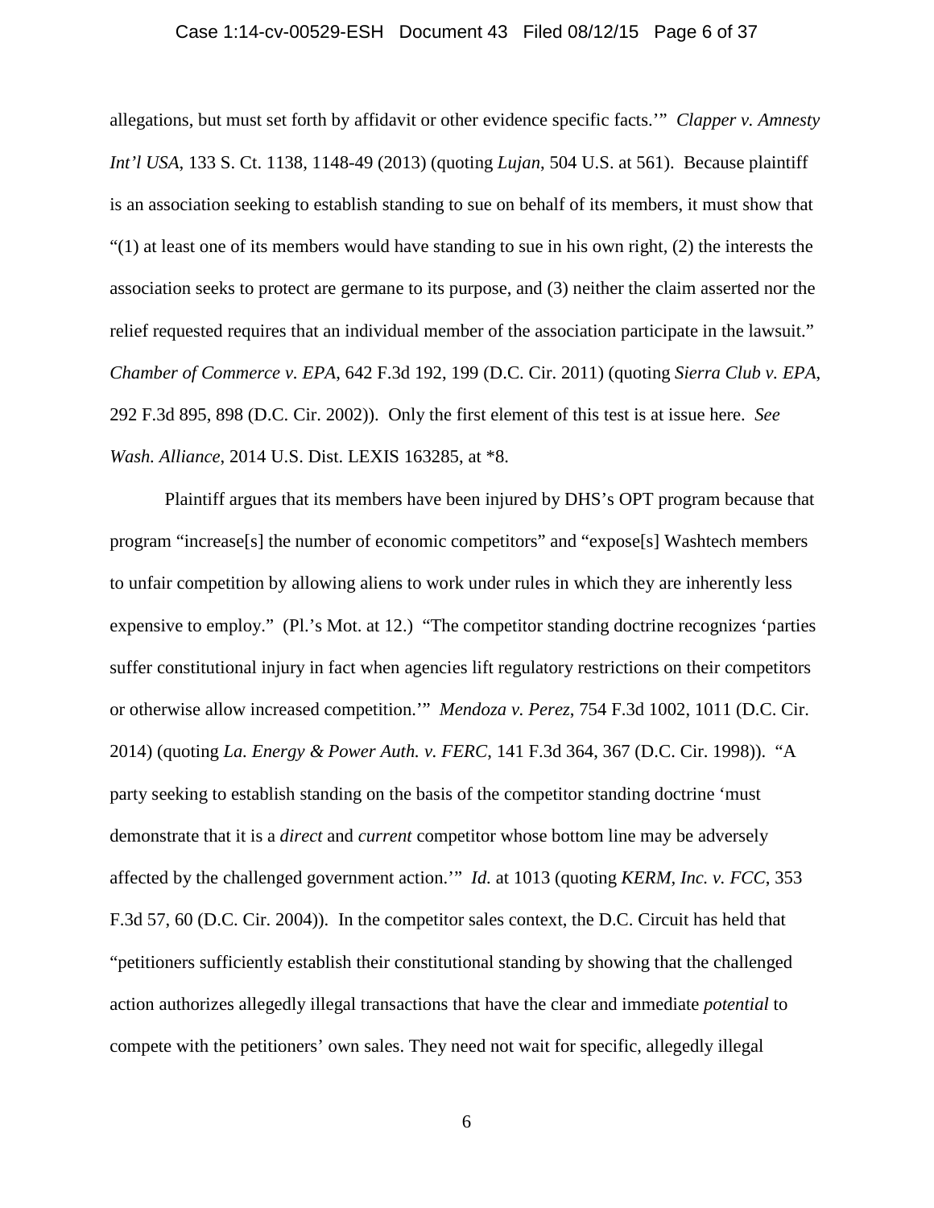allegations, but must set forth by affidavit or other evidence specific facts.'" *Clapper v. Amnesty Int'l USA*, 133 S. Ct. 1138, 1148-49 (2013) (quoting *Lujan*, 504 U.S. at 561). Because plaintiff is an association seeking to establish standing to sue on behalf of its members, it must show that "(1) at least one of its members would have standing to sue in his own right, (2) the interests the association seeks to protect are germane to its purpose, and (3) neither the claim asserted nor the relief requested requires that an individual member of the association participate in the lawsuit." *Chamber of Commerce v. EPA*, 642 F.3d 192, 199 (D.C. Cir. 2011) (quoting *Sierra Club v. EPA*, 292 F.3d 895, 898 (D.C. Cir. 2002)). Only the first element of this test is at issue here. *See Wash. Alliance*, 2014 U.S. Dist. LEXIS 163285, at *8.

Plaintiff argues that its members have been injured by DHS's OPT program because that program "increase[s] the number of economic competitors" and "expose[s] Washtech members to unfair competition by allowing aliens to work under rules in which they are inherently less expensive to employ." (Pl.'s Mot. at 12.) "The competitor standing doctrine recognizes 'parties suffer constitutional injury in fact when agencies lift regulatory restrictions on their competitors or otherwise allow increased competition.'" *Mendoza v. Perez*, 754 F.3d 1002, 1011 (D.C. Cir. 2014) (quoting *La. Energy & Power Auth. v. FERC*, 141 F.3d 364, 367 (D.C. Cir. 1998)). "A party seeking to establish standing on the basis of the competitor standing doctrine 'must demonstrate that it is a *direct* and *current* competitor whose bottom line may be adversely affected by the challenged government action.'" *Id.* at 1013 (quoting *KERM, Inc. v. FCC*, 353 F.3d 57, 60 (D.C. Cir. 2004)). In the competitor sales context, the D.C. Circuit has held that "petitioners sufficiently establish their constitutional standing by showing that the challenged action authorizes allegedly illegal transactions that have the clear and immediate *potential* to compete with the petitioners' own sales. They need not wait for specific, allegedly illegal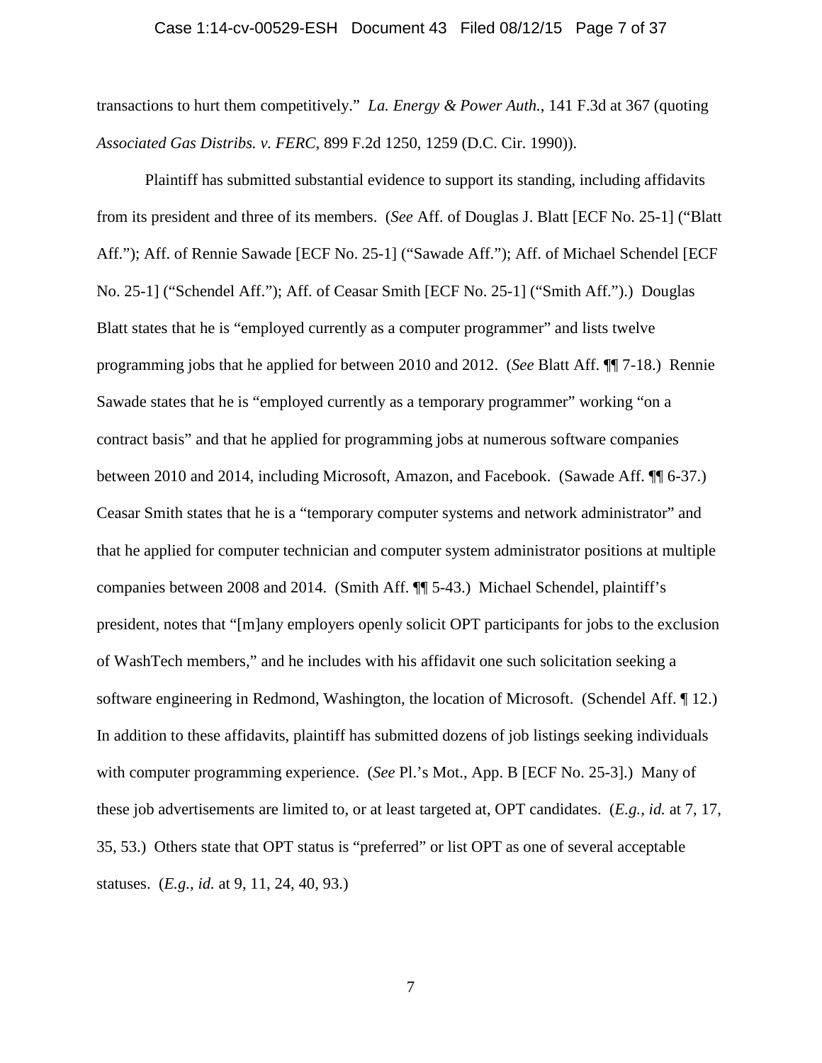transactions to hurt them competitively." *La. Energy & Power Auth.*, 141 F.3d at 367 (quoting *Associated Gas Distribs. v. FERC*, 899 F.2d 1250, 1259 (D.C. Cir. 1990)).

Plaintiff has submitted substantial evidence to support its standing, including affidavits from its president and three of its members. (*See* Aff. of Douglas J. Blatt [ECF No. 25-1] ("Blatt Aff."); Aff. of Rennie Sawade [ECF No. 25-1] ("Sawade Aff."); Aff. of Michael Schendel [ECF No. 25-1] ("Schendel Aff."); Aff. of Ceasar Smith [ECF No. 25-1] ("Smith Aff.").) Douglas Blatt states that he is "employed currently as a computer programmer" and lists twelve programming jobs that he applied for between 2010 and 2012. (*See* Blatt Aff. ¶¶ 7-18.) Rennie Sawade states that he is "employed currently as a temporary programmer" working "on a contract basis" and that he applied for programming jobs at numerous software companies between 2010 and 2014, including Microsoft, Amazon, and Facebook. (Sawade Aff. ¶¶ 6-37.) Ceasar Smith states that he is a "temporary computer systems and network administrator" and that he applied for computer technician and computer system administrator positions at multiple companies between 2008 and 2014. (Smith Aff. ¶¶ 5-43.) Michael Schendel, plaintiff's president, notes that "[m]any employers openly solicit OPT participants for jobs to the exclusion of WashTech members," and he includes with his affidavit one such solicitation seeking a software engineering in Redmond, Washington, the location of Microsoft. (Schendel Aff. ¶ 12.) In addition to these affidavits, plaintiff has submitted dozens of job listings seeking individuals with computer programming experience. (*See* Pl.'s Mot., App. B [ECF No. 25-3].) Many of these job advertisements are limited to, or at least targeted at, OPT candidates. (*E.g.*, *id.* at 7, 17, 35, 53.) Others state that OPT status is "preferred" or list OPT as one of several acceptable statuses. (*E.g.*, *id.* at 9, 11, 24, 40, 93.)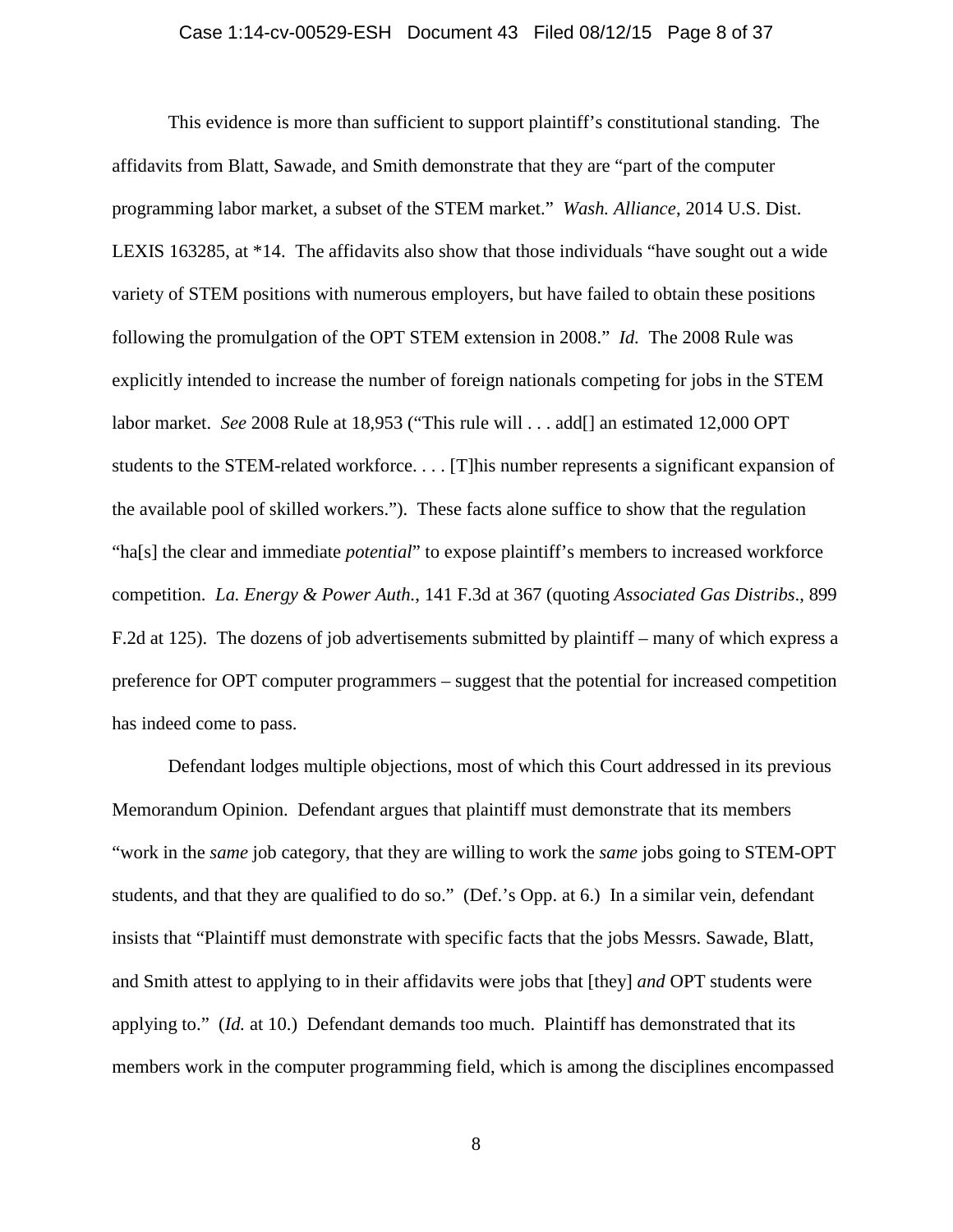This evidence is more than sufficient to support plaintiff's constitutional standing. The affidavits from Blatt, Sawade, and Smith demonstrate that they are "part of the computer programming labor market, a subset of the STEM market." *Wash. Alliance*, 2014 U.S. Dist. LEXIS 163285, at *14. The affidavits also show that those individuals "have sought out a wide variety of STEM positions with numerous employers, but have failed to obtain these positions following the promulgation of the OPT STEM extension in 2008." *Id.* The 2008 Rule was explicitly intended to increase the number of foreign nationals competing for jobs in the STEM labor market. *See* 2008 Rule at 18,953 ("This rule will . . . add[] an estimated 12,000 OPT students to the STEM-related workforce. . . . [T]his number represents a significant expansion of the available pool of skilled workers."). These facts alone suffice to show that the regulation "ha[s] the clear and immediate *potential*" to expose plaintiff's members to increased workforce competition. *La. Energy & Power Auth.*, 141 F.3d at 367 (quoting *Associated Gas Distribs*., 899 F.2d at 125). The dozens of job advertisements submitted by plaintiff – many of which express a preference for OPT computer programmers – suggest that the potential for increased competition has indeed come to pass.

Defendant lodges multiple objections, most of which this Court addressed in its previous Memorandum Opinion. Defendant argues that plaintiff must demonstrate that its members "work in the *same* job category, that they are willing to work the *same* jobs going to STEM-OPT students, and that they are qualified to do so." (Def.'s Opp. at 6.) In a similar vein, defendant insists that "Plaintiff must demonstrate with specific facts that the jobs Messrs. Sawade, Blatt, and Smith attest to applying to in their affidavits were jobs that [they] *and* OPT students were applying to." (*Id.* at 10.) Defendant demands too much. Plaintiff has demonstrated that its members work in the computer programming field, which is among the disciplines encompassed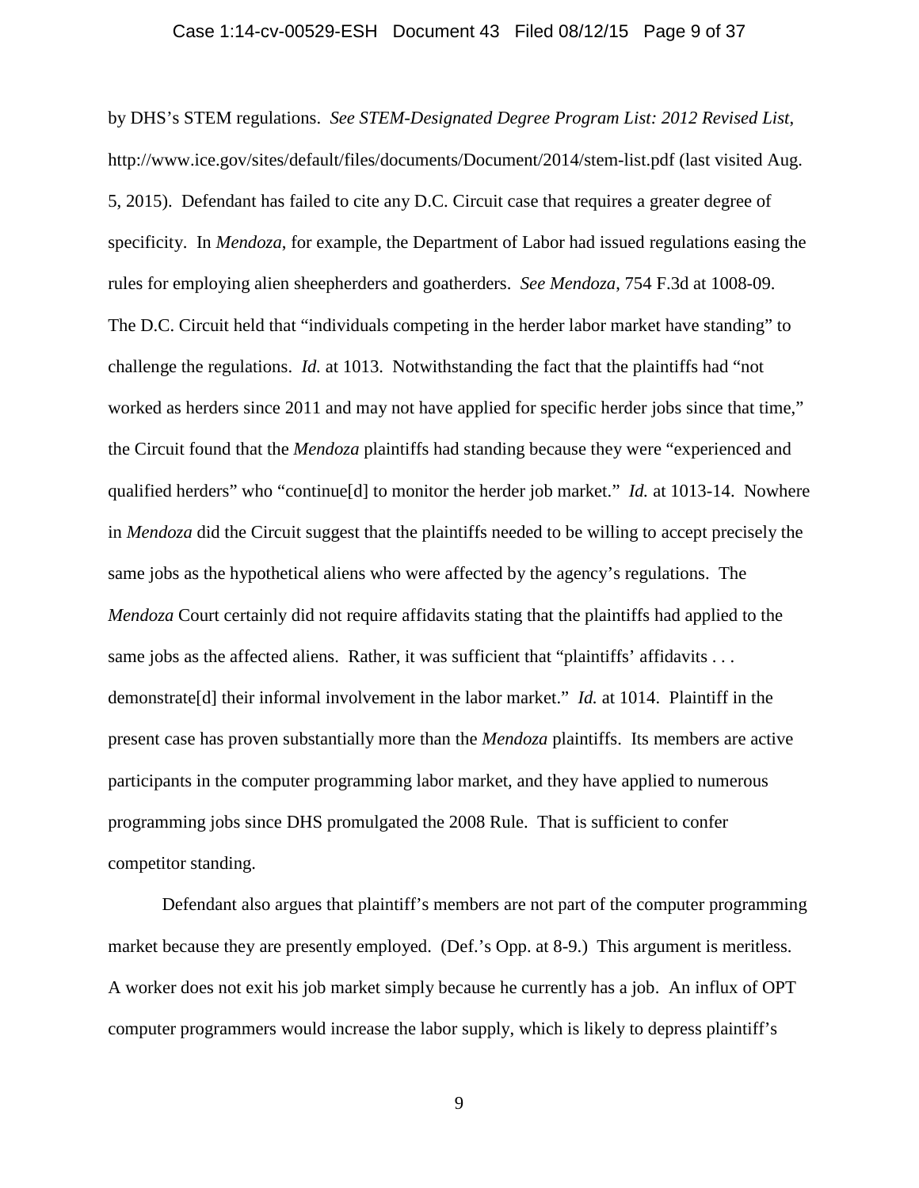by DHS's STEM regulations. *See STEM-Designated Degree Program List: 2012 Revised List*, http://www.ice.gov/sites/default/files/documents/Document/2014/stem-list.pdf (last visited Aug. 5, 2015). Defendant has failed to cite any D.C. Circuit case that requires a greater degree of specificity. In *Mendoza*, for example, the Department of Labor had issued regulations easing the rules for employing alien sheepherders and goatherders. *See Mendoza*, 754 F.3d at 1008-09. The D.C. Circuit held that "individuals competing in the herder labor market have standing" to challenge the regulations. *Id.* at 1013. Notwithstanding the fact that the plaintiffs had "not worked as herders since 2011 and may not have applied for specific herder jobs since that time," the Circuit found that the *Mendoza* plaintiffs had standing because they were "experienced and qualified herders" who "continue[d] to monitor the herder job market." *Id.* at 1013-14. Nowhere in *Mendoza* did the Circuit suggest that the plaintiffs needed to be willing to accept precisely the same jobs as the hypothetical aliens who were affected by the agency's regulations. The *Mendoza* Court certainly did not require affidavits stating that the plaintiffs had applied to the same jobs as the affected aliens. Rather, it was sufficient that "plaintiffs' affidavits . . . demonstrate[d] their informal involvement in the labor market." *Id.* at 1014. Plaintiff in the present case has proven substantially more than the *Mendoza* plaintiffs. Its members are active participants in the computer programming labor market, and they have applied to numerous programming jobs since DHS promulgated the 2008 Rule. That is sufficient to confer competitor standing.

Defendant also argues that plaintiff's members are not part of the computer programming market because they are presently employed. (Def.'s Opp. at 8-9.) This argument is meritless. A worker does not exit his job market simply because he currently has a job. An influx of OPT computer programmers would increase the labor supply, which is likely to depress plaintiff's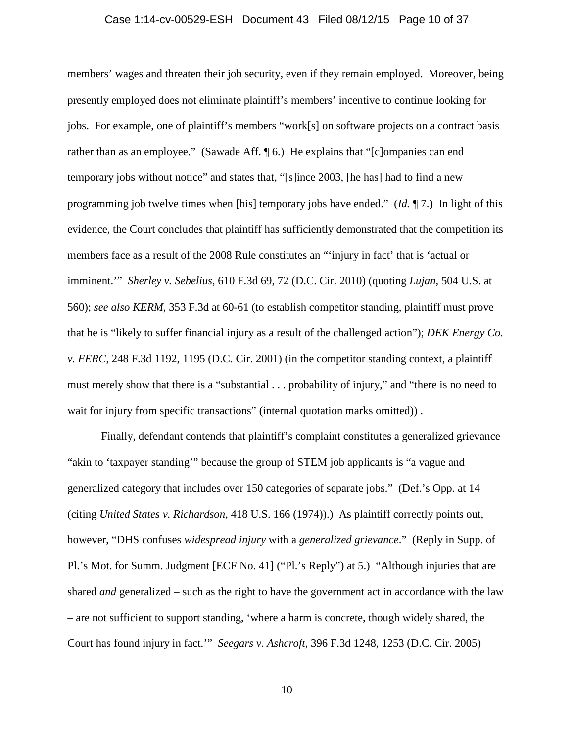members' wages and threaten their job security, even if they remain employed. Moreover, being presently employed does not eliminate plaintiff's members' incentive to continue looking for jobs. For example, one of plaintiff's members "work[s] on software projects on a contract basis rather than as an employee." (Sawade Aff. ¶ 6.) He explains that "[c]ompanies can end temporary jobs without notice" and states that, "[s]ince 2003, [he has] had to find a new programming job twelve times when [his] temporary jobs have ended." (*Id.* ¶ 7.) In light of this evidence, the Court concludes that plaintiff has sufficiently demonstrated that the competition its members face as a result of the 2008 Rule constitutes an "'injury in fact' that is 'actual or imminent.'" *Sherley v. Sebelius*, 610 F.3d 69, 72 (D.C. Cir. 2010) (quoting *Lujan*, 504 U.S. at 560); *see also KERM*, 353 F.3d at 60-61 (to establish competitor standing, plaintiff must prove that he is "likely to suffer financial injury as a result of the challenged action"); *DEK Energy Co. v. FERC*, 248 F.3d 1192, 1195 (D.C. Cir. 2001) (in the competitor standing context, a plaintiff must merely show that there is a "substantial . . . probability of injury," and "there is no need to wait for injury from specific transactions" (internal quotation marks omitted)) .

Finally, defendant contends that plaintiff's complaint constitutes a generalized grievance "akin to 'taxpayer standing'" because the group of STEM job applicants is "a vague and generalized category that includes over 150 categories of separate jobs." (Def.'s Opp. at 14 (citing *United States v. Richardson*, 418 U.S. 166 (1974)).) As plaintiff correctly points out, however, "DHS confuses *widespread injury* with a *generalized grievance*." (Reply in Supp. of Pl.'s Mot. for Summ. Judgment [ECF No. 41] ("Pl.'s Reply") at 5.) "Although injuries that are shared *and* generalized – such as the right to have the government act in accordance with the law – are not sufficient to support standing, 'where a harm is concrete, though widely shared, the Court has found injury in fact.'" *Seegars v. Ashcroft*, 396 F.3d 1248, 1253 (D.C. Cir. 2005)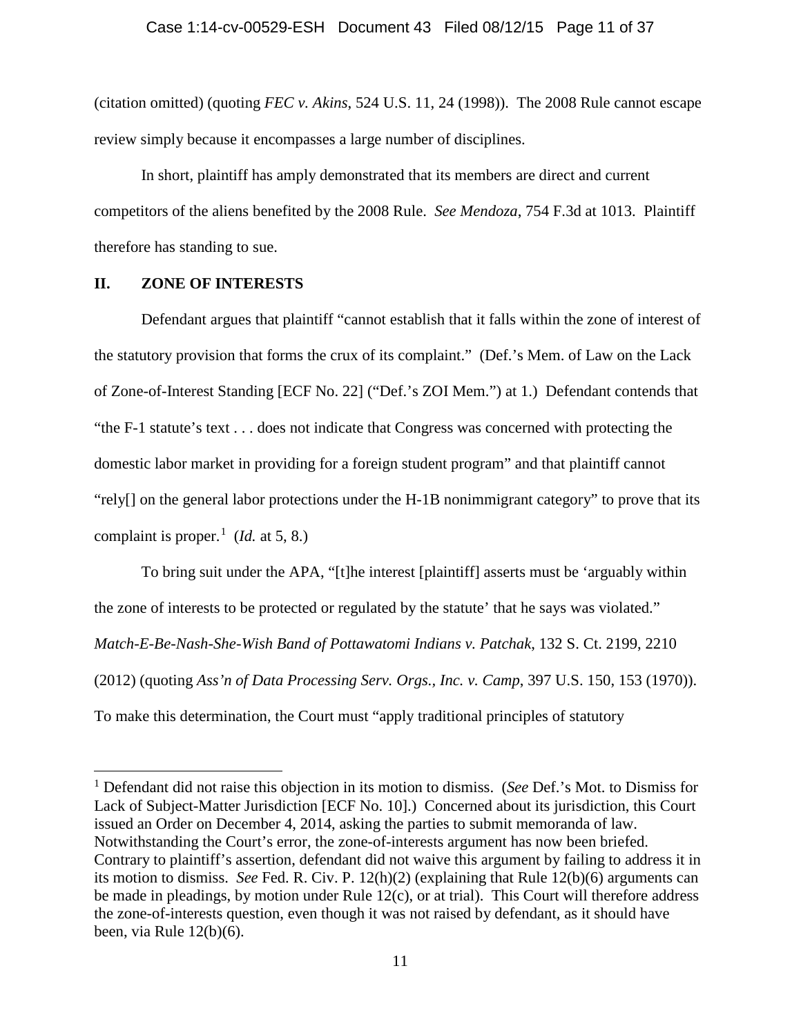(citation omitted) (quoting *FEC v. Akins*, 524 U.S. 11, 24 (1998)). The 2008 Rule cannot escape review simply because it encompasses a large number of disciplines.

In short, plaintiff has amply demonstrated that its members are direct and current competitors of the aliens benefited by the 2008 Rule. *See Mendoza*, 754 F.3d at 1013. Plaintiff therefore has standing to sue.

## II. ZONE OF INTERESTS

Defendant argues that plaintiff "cannot establish that it falls within the zone of interest of the statutory provision that forms the crux of its complaint." (Def.'s Mem. of Law on the Lack of Zone-of-Interest Standing [ECF No. 22] ("Def.'s ZOI Mem.") at 1.) Defendant contends that "the F-1 statute's text . . . does not indicate that Congress was concerned with protecting the domestic labor market in providing for a foreign student program" and that plaintiff cannot "rely[] on the general labor protections under the H-1B nonimmigrant category" to prove that its complaint is proper.[1] (*Id.* at 5, 8.)

To bring suit under the APA, "[t]he interest [plaintiff] asserts must be 'arguably within the zone of interests to be protected or regulated by the statute' that he says was violated." *Match-E-Be-Nash-She-Wish Band of Pottawatomi Indians v. Patchak*, 132 S. Ct. 2199, 2210 (2012) (quoting *Ass'n of Data Processing Serv. Orgs., Inc. v. Camp*, 397 U.S. 150, 153 (1970)). To make this determination, the Court must "apply traditional principles of statutory

[1] Defendant did not raise this objection in its motion to dismiss. (*See* Def.'s Mot. to Dismiss for Lack of Subject-Matter Jurisdiction [ECF No. 10].) Concerned about its jurisdiction, this Court issued an Order on December 4, 2014, asking the parties to submit memoranda of law. Notwithstanding the Court's error, the zone-of-interests argument has now been briefed. Contrary to plaintiff's assertion, defendant did not waive this argument by failing to address it in its motion to dismiss. *See* Fed. R. Civ. P. 12(h)(2) (explaining that Rule 12(b)(6) arguments can be made in pleadings, by motion under Rule 12(c), or at trial). This Court will therefore address the zone-of-interests question, even though it was not raised by defendant, as it should have been, via Rule 12(b)(6).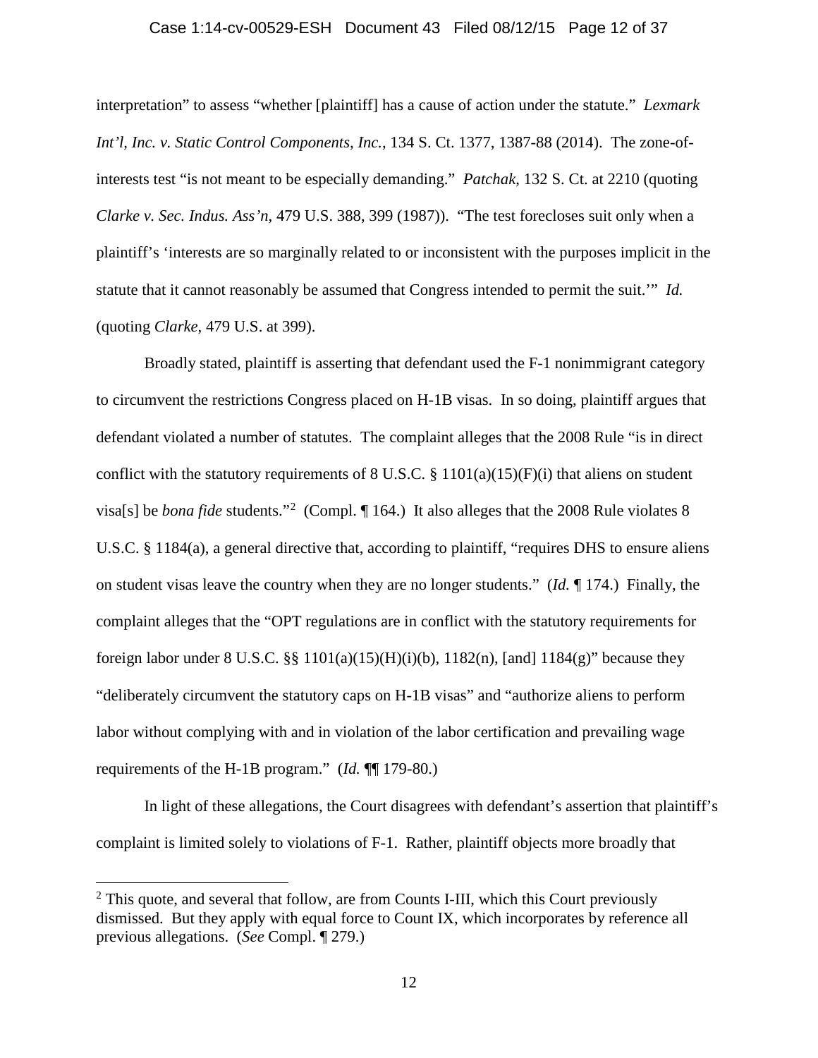interpretation" to assess "whether [plaintiff] has a cause of action under the statute." *Lexmark Int'l, Inc. v. Static Control Components, Inc.*, 134 S. Ct. 1377, 1387-88 (2014). The zone-of-interests test "is not meant to be especially demanding." *Patchak*, 132 S. Ct. at 2210 (quoting *Clarke v. Sec. Indus. Ass'n*, 479 U.S. 388, 399 (1987)). "The test forecloses suit only when a plaintiff's 'interests are so marginally related to or inconsistent with the purposes implicit in the statute that it cannot reasonably be assumed that Congress intended to permit the suit.'" *Id.* (quoting *Clarke*, 479 U.S. at 399).

Broadly stated, plaintiff is asserting that defendant used the F-1 nonimmigrant category to circumvent the restrictions Congress placed on H-1B visas. In so doing, plaintiff argues that defendant violated a number of statutes. The complaint alleges that the 2008 Rule "is in direct conflict with the statutory requirements of 8 U.S.C. § 1101(a)(15)(F)(i) that aliens on student visa[s] be *bona fide* students."[2] (Compl. ¶ 164.) It also alleges that the 2008 Rule violates 8 U.S.C. § 1184(a), a general directive that, according to plaintiff, "requires DHS to ensure aliens on student visas leave the country when they are no longer students." (*Id.* ¶ 174.) Finally, the complaint alleges that the "OPT regulations are in conflict with the statutory requirements for foreign labor under 8 U.S.C. §§ 1101(a)(15)(H)(i)(b), 1182(n), [and] 1184(g)" because they "deliberately circumvent the statutory caps on H-1B visas" and "authorize aliens to perform labor without complying with and in violation of the labor certification and prevailing wage requirements of the H-1B program." (*Id.* ¶¶ 179-80.)

In light of these allegations, the Court disagrees with defendant's assertion that plaintiff's complaint is limited solely to violations of F-1. Rather, plaintiff objects more broadly that

---

[2] This quote, and several that follow, are from Counts I-III, which this Court previously dismissed. But they apply with equal force to Count IX, which incorporates by reference all previous allegations. (*See* Compl. ¶ 279.)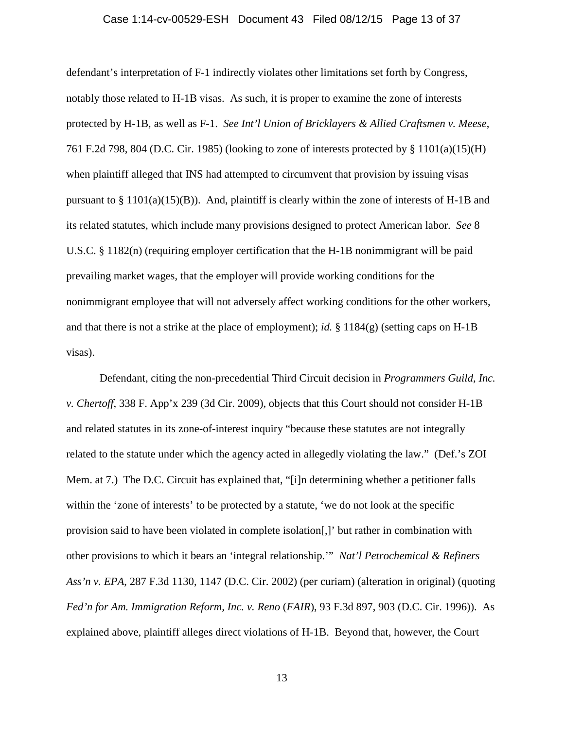defendant's interpretation of F-1 indirectly violates other limitations set forth by Congress, notably those related to H-1B visas. As such, it is proper to examine the zone of interests protected by H-1B, as well as F-1. *See Int'l Union of Bricklayers & Allied Craftsmen v. Meese*, 761 F.2d 798, 804 (D.C. Cir. 1985) (looking to zone of interests protected by § 1101(a)(15)(H) when plaintiff alleged that INS had attempted to circumvent that provision by issuing visas pursuant to § 1101(a)(15)(B)). And, plaintiff is clearly within the zone of interests of H-1B and its related statutes, which include many provisions designed to protect American labor. *See* 8 U.S.C. § 1182(n) (requiring employer certification that the H-1B nonimmigrant will be paid prevailing market wages, that the employer will provide working conditions for the nonimmigrant employee that will not adversely affect working conditions for the other workers, and that there is not a strike at the place of employment); *id.* § 1184(g) (setting caps on H-1B visas).

Defendant, citing the non-precedential Third Circuit decision in *Programmers Guild, Inc. v. Chertoff*, 338 F. App'x 239 (3d Cir. 2009), objects that this Court should not consider H-1B and related statutes in its zone-of-interest inquiry "because these statutes are not integrally related to the statute under which the agency acted in allegedly violating the law." (Def.'s ZOI Mem. at 7.) The D.C. Circuit has explained that, "[i]n determining whether a petitioner falls within the 'zone of interests' to be protected by a statute, 'we do not look at the specific provision said to have been violated in complete isolation[,]' but rather in combination with other provisions to which it bears an 'integral relationship.'" *Nat'l Petrochemical & Refiners Ass'n v. EPA*, 287 F.3d 1130, 1147 (D.C. Cir. 2002) (per curiam) (alteration in original) (quoting *Fed'n for Am. Immigration Reform, Inc. v. Reno* (*FAIR*), 93 F.3d 897, 903 (D.C. Cir. 1996)). As explained above, plaintiff alleges direct violations of H-1B. Beyond that, however, the Court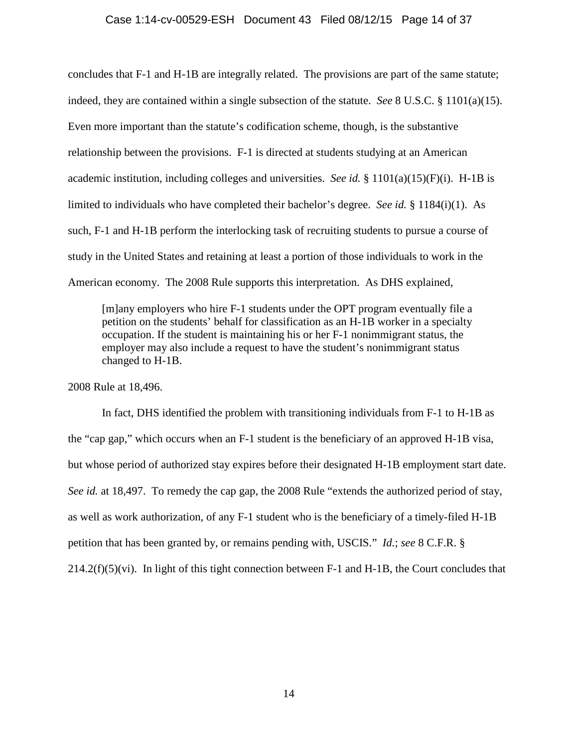concludes that F-1 and H-1B are integrally related. The provisions are part of the same statute; indeed, they are contained within a single subsection of the statute. *See* 8 U.S.C. § 1101(a)(15). Even more important than the statute's codification scheme, though, is the substantive relationship between the provisions. F-1 is directed at students studying at an American academic institution, including colleges and universities. *See id.* § 1101(a)(15)(F)(i). H-1B is limited to individuals who have completed their bachelor's degree. *See id.* § 1184(i)(1). As such, F-1 and H-1B perform the interlocking task of recruiting students to pursue a course of study in the United States and retaining at least a portion of those individuals to work in the American economy. The 2008 Rule supports this interpretation. As DHS explained,

> [m]any employers who hire F-1 students under the OPT program eventually file a petition on the students' behalf for classification as an H-1B worker in a specialty occupation. If the student is maintaining his or her F-1 nonimmigrant status, the employer may also include a request to have the student's nonimmigrant status changed to H-1B.

2008 Rule at 18,496.

In fact, DHS identified the problem with transitioning individuals from F-1 to H-1B as the "cap gap," which occurs when an F-1 student is the beneficiary of an approved H-1B visa, but whose period of authorized stay expires before their designated H-1B employment start date. *See id.* at 18,497. To remedy the cap gap, the 2008 Rule "extends the authorized period of stay, as well as work authorization, of any F-1 student who is the beneficiary of a timely-filed H-1B petition that has been granted by, or remains pending with, USCIS." *Id.*; *see* 8 C.F.R. § 214.2(f)(5)(vi). In light of this tight connection between F-1 and H-1B, the Court concludes that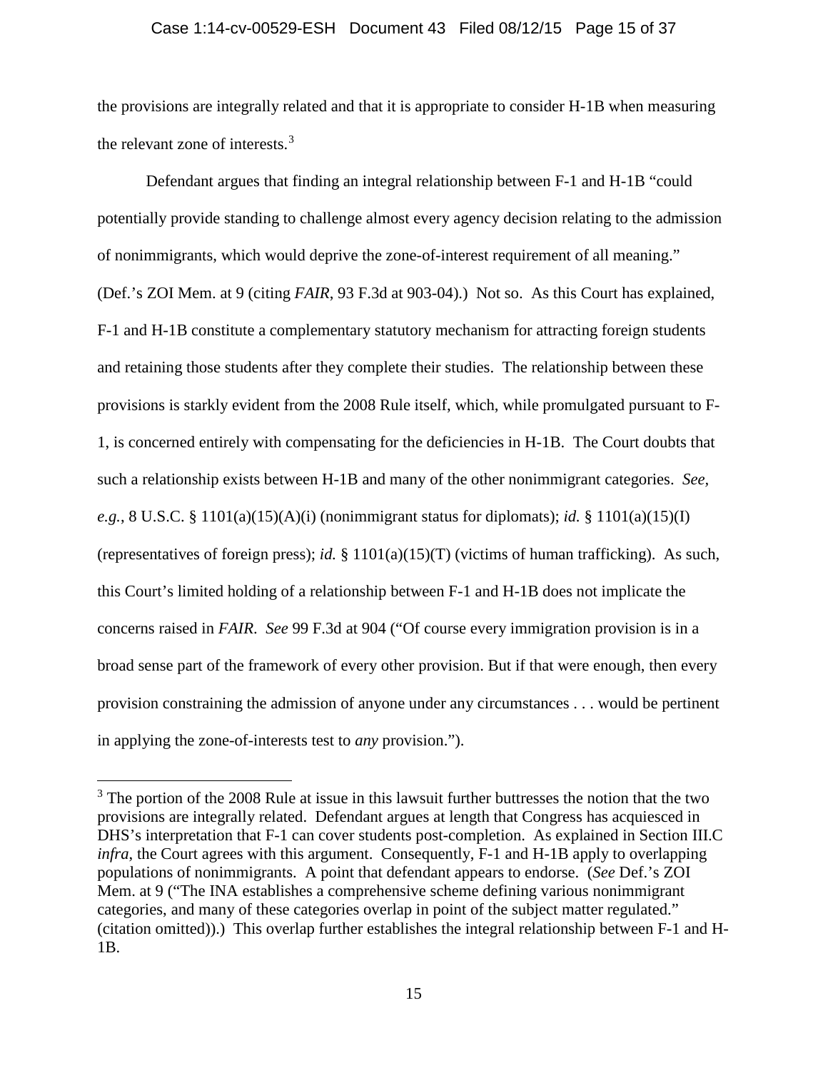the provisions are integrally related and that it is appropriate to consider H-1B when measuring the relevant zone of interests.[3]

Defendant argues that finding an integral relationship between F-1 and H-1B "could potentially provide standing to challenge almost every agency decision relating to the admission of nonimmigrants, which would deprive the zone-of-interest requirement of all meaning." (Def.'s ZOI Mem. at 9 (citing *FAIR*, 93 F.3d at 903-04).) Not so. As this Court has explained, F-1 and H-1B constitute a complementary statutory mechanism for attracting foreign students and retaining those students after they complete their studies. The relationship between these provisions is starkly evident from the 2008 Rule itself, which, while promulgated pursuant to F-1, is concerned entirely with compensating for the deficiencies in H-1B. The Court doubts that such a relationship exists between H-1B and many of the other nonimmigrant categories. *See, e.g.*, 8 U.S.C. § 1101(a)(15)(A)(i) (nonimmigrant status for diplomats); *id.* § 1101(a)(15)(I) (representatives of foreign press); *id.* § 1101(a)(15)(T) (victims of human trafficking). As such, this Court's limited holding of a relationship between F-1 and H-1B does not implicate the concerns raised in *FAIR*. *See* 99 F.3d at 904 ("Of course every immigration provision is in a broad sense part of the framework of every other provision. But if that were enough, then every provision constraining the admission of anyone under any circumstances . . . would be pertinent in applying the zone-of-interests test to *any* provision.").

---

[3] The portion of the 2008 Rule at issue in this lawsuit further buttresses the notion that the two provisions are integrally related. Defendant argues at length that Congress has acquiesced in DHS's interpretation that F-1 can cover students post-completion. As explained in Section III.C *infra*, the Court agrees with this argument. Consequently, F-1 and H-1B apply to overlapping populations of nonimmigrants. A point that defendant appears to endorse. (*See* Def.'s ZOI Mem. at 9 ("The INA establishes a comprehensive scheme defining various nonimmigrant categories, and many of these categories overlap in point of the subject matter regulated." (citation omitted)).) This overlap further establishes the integral relationship between F-1 and H-1B.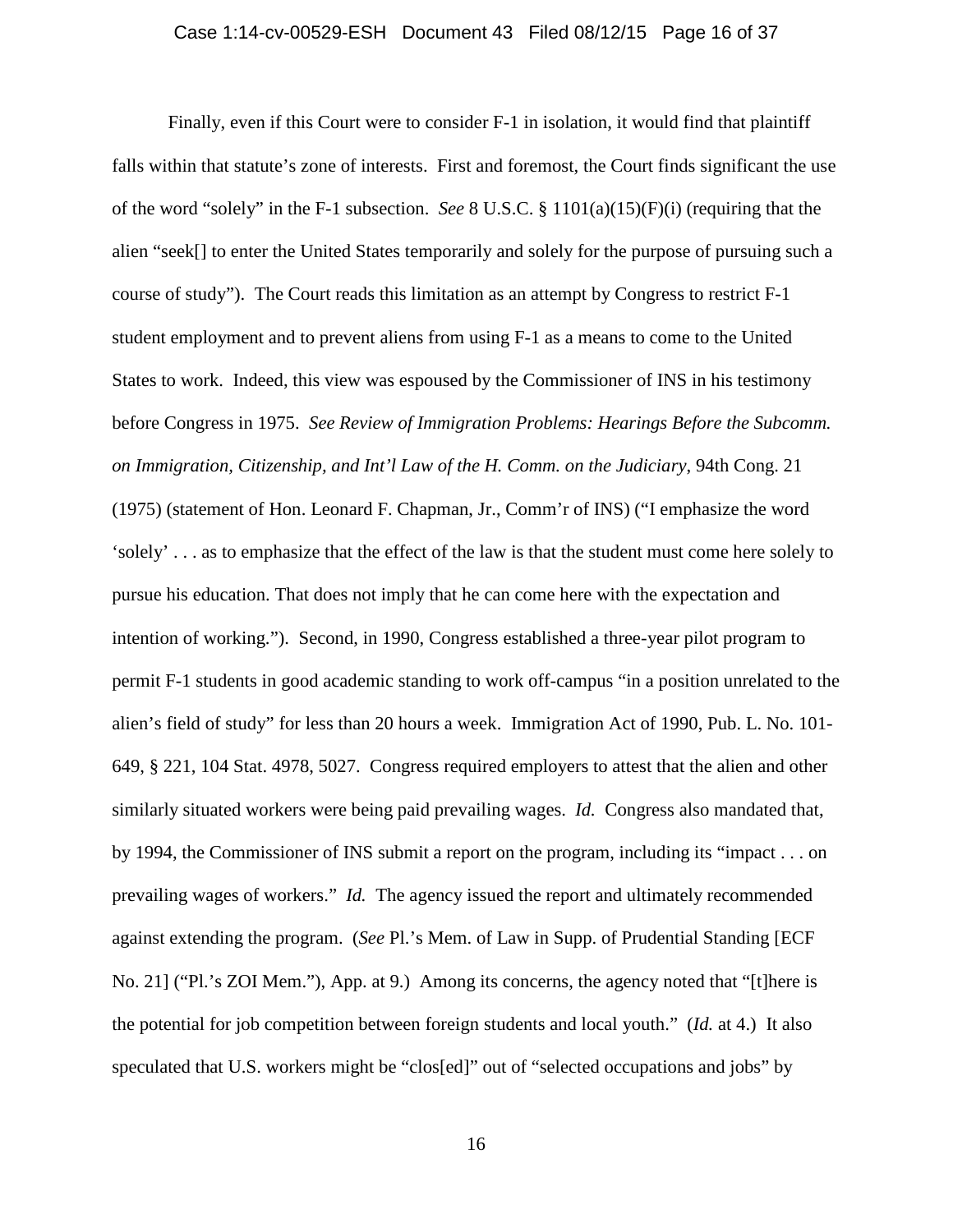Finally, even if this Court were to consider F-1 in isolation, it would find that plaintiff falls within that statute's zone of interests. First and foremost, the Court finds significant the use of the word "solely" in the F-1 subsection. *See* 8 U.S.C. § 1101(a)(15)(F)(i) (requiring that the alien "seek[] to enter the United States temporarily and solely for the purpose of pursuing such a course of study"). The Court reads this limitation as an attempt by Congress to restrict F-1 student employment and to prevent aliens from using F-1 as a means to come to the United States to work. Indeed, this view was espoused by the Commissioner of INS in his testimony before Congress in 1975. *See Review of Immigration Problems: Hearings Before the Subcomm. on Immigration, Citizenship, and Int'l Law of the H. Comm. on the Judiciary*, 94th Cong. 21 (1975) (statement of Hon. Leonard F. Chapman, Jr., Comm'r of INS) ("I emphasize the word 'solely' . . . as to emphasize that the effect of the law is that the student must come here solely to pursue his education. That does not imply that he can come here with the expectation and intention of working."). Second, in 1990, Congress established a three-year pilot program to permit F-1 students in good academic standing to work off-campus "in a position unrelated to the alien's field of study" for less than 20 hours a week. Immigration Act of 1990, Pub. L. No. 101-649, § 221, 104 Stat. 4978, 5027. Congress required employers to attest that the alien and other similarly situated workers were being paid prevailing wages. *Id.* Congress also mandated that, by 1994, the Commissioner of INS submit a report on the program, including its "impact . . . on prevailing wages of workers." *Id.* The agency issued the report and ultimately recommended against extending the program. (*See* Pl.'s Mem. of Law in Supp. of Prudential Standing [ECF No. 21] ("Pl.'s ZOI Mem."), App. at 9.) Among its concerns, the agency noted that "[t]here is the potential for job competition between foreign students and local youth." (*Id.* at 4.) It also speculated that U.S. workers might be "clos[ed]" out of "selected occupations and jobs" by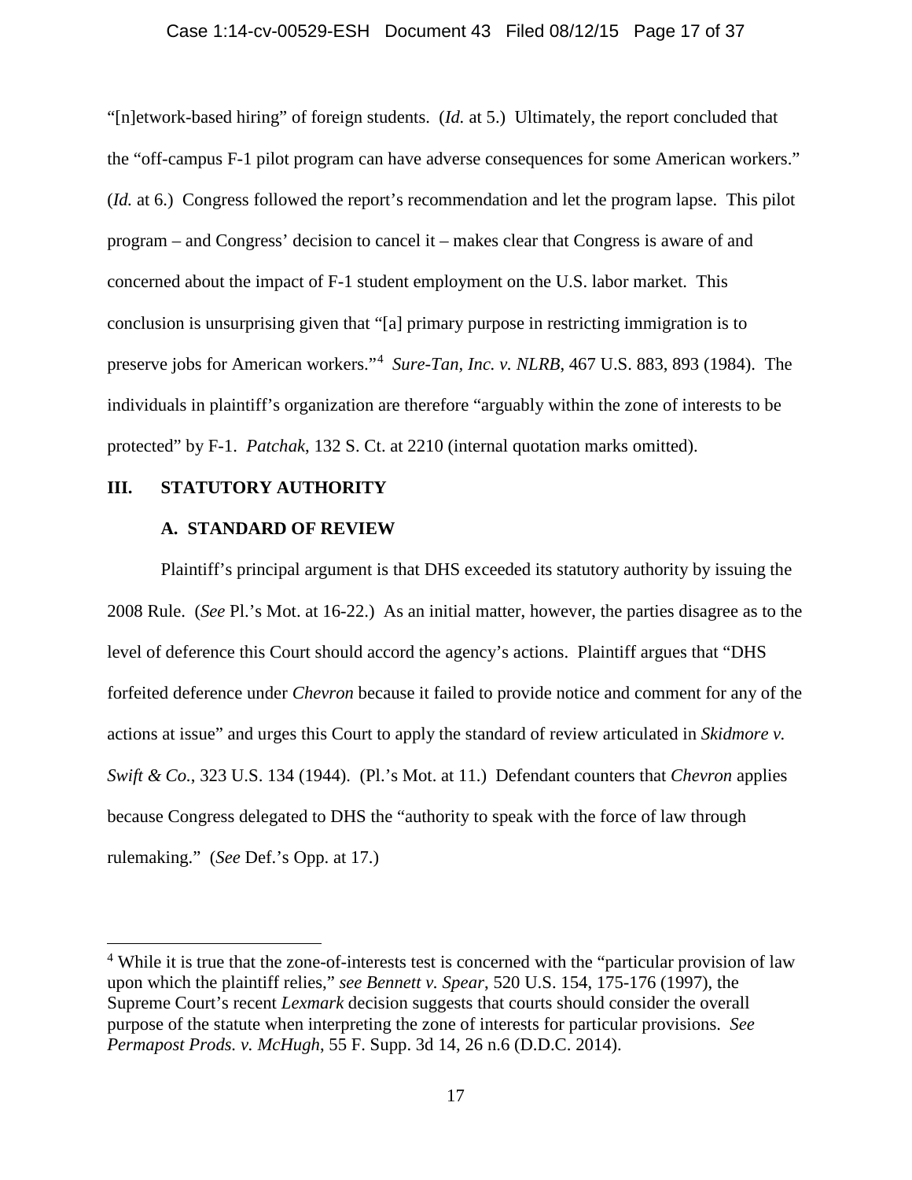"[n]etwork-based hiring" of foreign students. (*Id.* at 5.) Ultimately, the report concluded that the "off-campus F-1 pilot program can have adverse consequences for some American workers." (*Id.* at 6.) Congress followed the report's recommendation and let the program lapse. This pilot program – and Congress' decision to cancel it – makes clear that Congress is aware of and concerned about the impact of F-1 student employment on the U.S. labor market. This conclusion is unsurprising given that "[a] primary purpose in restricting immigration is to preserve jobs for American workers."[4] *Sure-Tan, Inc. v. NLRB*, 467 U.S. 883, 893 (1984). The individuals in plaintiff's organization are therefore "arguably within the zone of interests to be protected" by F-1. *Patchak*, 132 S. Ct. at 2210 (internal quotation marks omitted).

## III. STATUTORY AUTHORITY

### A. STANDARD OF REVIEW

Plaintiff's principal argument is that DHS exceeded its statutory authority by issuing the 2008 Rule. (*See* Pl.'s Mot. at 16-22.) As an initial matter, however, the parties disagree as to the level of deference this Court should accord the agency's actions. Plaintiff argues that "DHS forfeited deference under *Chevron* because it failed to provide notice and comment for any of the actions at issue" and urges this Court to apply the standard of review articulated in *Skidmore v. Swift & Co.*, 323 U.S. 134 (1944). (Pl.'s Mot. at 11.) Defendant counters that *Chevron* applies because Congress delegated to DHS the "authority to speak with the force of law through rulemaking." (*See* Def.'s Opp. at 17.)

---

[4] While it is true that the zone-of-interests test is concerned with the "particular provision of law upon which the plaintiff relies," *see Bennett v. Spear*, 520 U.S. 154, 175-176 (1997), the Supreme Court's recent *Lexmark* decision suggests that courts should consider the overall purpose of the statute when interpreting the zone of interests for particular provisions. *See Permapost Prods. v. McHugh*, 55 F. Supp. 3d 14, 26 n.6 (D.D.C. 2014).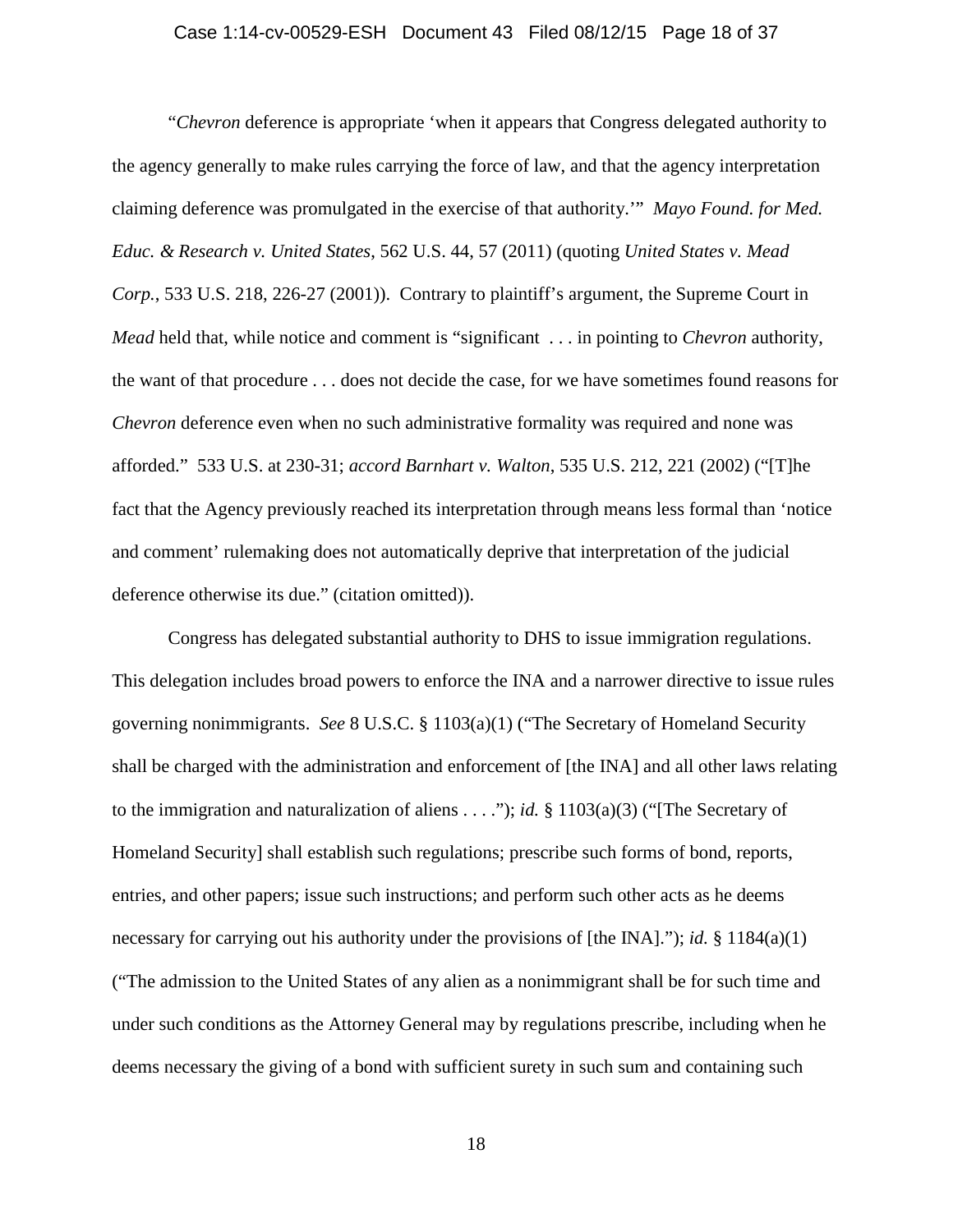"*Chevron* deference is appropriate 'when it appears that Congress delegated authority to the agency generally to make rules carrying the force of law, and that the agency interpretation claiming deference was promulgated in the exercise of that authority.'" *Mayo Found. for Med. Educ. & Research v. United States*, 562 U.S. 44, 57 (2011) (quoting *United States v. Mead Corp.*, 533 U.S. 218, 226-27 (2001)). Contrary to plaintiff's argument, the Supreme Court in *Mead* held that, while notice and comment is "significant . . . in pointing to *Chevron* authority, the want of that procedure . . . does not decide the case, for we have sometimes found reasons for *Chevron* deference even when no such administrative formality was required and none was afforded." 533 U.S. at 230-31; *accord Barnhart v. Walton*, 535 U.S. 212, 221 (2002) ("[T]he fact that the Agency previously reached its interpretation through means less formal than 'notice and comment' rulemaking does not automatically deprive that interpretation of the judicial deference otherwise its due." (citation omitted)).

Congress has delegated substantial authority to DHS to issue immigration regulations. This delegation includes broad powers to enforce the INA and a narrower directive to issue rules governing nonimmigrants. *See* 8 U.S.C. § 1103(a)(1) ("The Secretary of Homeland Security shall be charged with the administration and enforcement of [the INA] and all other laws relating to the immigration and naturalization of aliens . . . ."); *id.* § 1103(a)(3) ("[The Secretary of Homeland Security] shall establish such regulations; prescribe such forms of bond, reports, entries, and other papers; issue such instructions; and perform such other acts as he deems necessary for carrying out his authority under the provisions of [the INA]."); *id.* § 1184(a)(1) ("The admission to the United States of any alien as a nonimmigrant shall be for such time and under such conditions as the Attorney General may by regulations prescribe, including when he deems necessary the giving of a bond with sufficient surety in such sum and containing such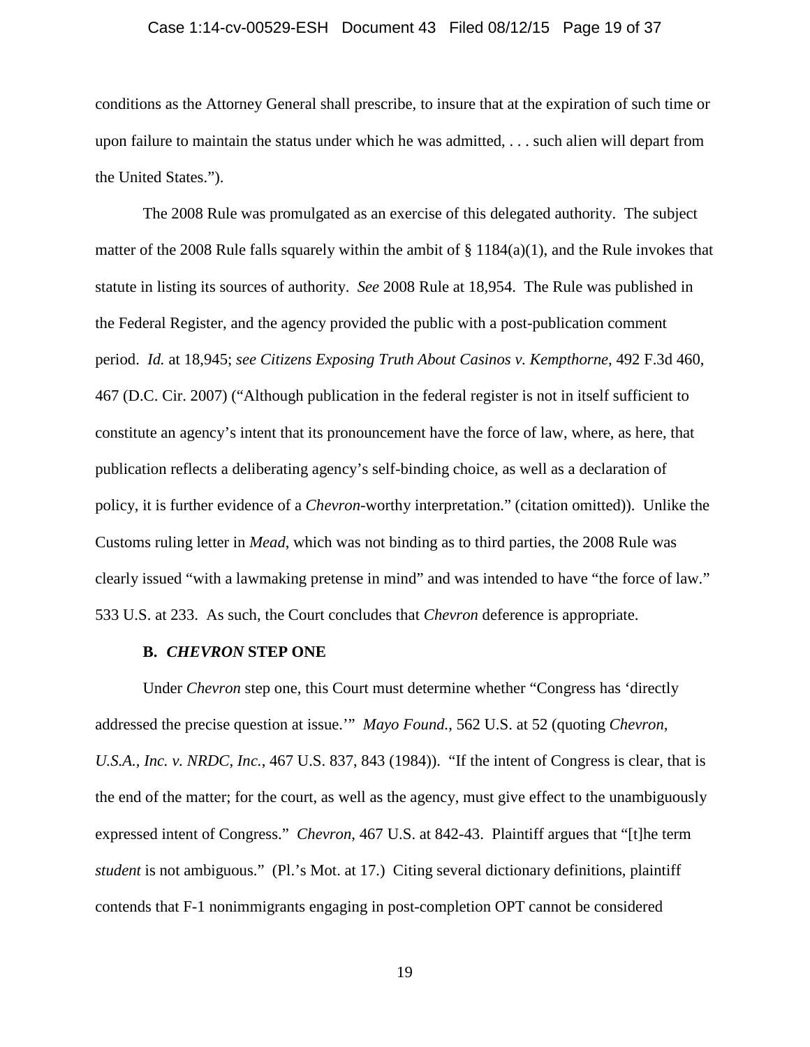conditions as the Attorney General shall prescribe, to insure that at the expiration of such time or upon failure to maintain the status under which he was admitted, . . . such alien will depart from the United States.").

The 2008 Rule was promulgated as an exercise of this delegated authority. The subject matter of the 2008 Rule falls squarely within the ambit of § 1184(a)(1), and the Rule invokes that statute in listing its sources of authority. *See* 2008 Rule at 18,954. The Rule was published in the Federal Register, and the agency provided the public with a post-publication comment period. *Id.* at 18,945; *see Citizens Exposing Truth About Casinos v. Kempthorne*, 492 F.3d 460, 467 (D.C. Cir. 2007) ("Although publication in the federal register is not in itself sufficient to constitute an agency's intent that its pronouncement have the force of law, where, as here, that publication reflects a deliberating agency's self-binding choice, as well as a declaration of policy, it is further evidence of a *Chevron*-worthy interpretation." (citation omitted)). Unlike the Customs ruling letter in *Mead*, which was not binding as to third parties, the 2008 Rule was clearly issued "with a lawmaking pretense in mind" and was intended to have "the force of law." 533 U.S. at 233. As such, the Court concludes that *Chevron* deference is appropriate.

**B. *CHEVRON* STEP ONE**

Under *Chevron* step one, this Court must determine whether "Congress has 'directly addressed the precise question at issue.'" *Mayo Found.*, 562 U.S. at 52 (quoting *Chevron, U.S.A., Inc. v. NRDC, Inc.*, 467 U.S. 837, 843 (1984)). "If the intent of Congress is clear, that is the end of the matter; for the court, as well as the agency, must give effect to the unambiguously expressed intent of Congress." *Chevron*, 467 U.S. at 842-43. Plaintiff argues that "[t]he term *student* is not ambiguous." (Pl.'s Mot. at 17.) Citing several dictionary definitions, plaintiff contends that F-1 nonimmigrants engaging in post-completion OPT cannot be considered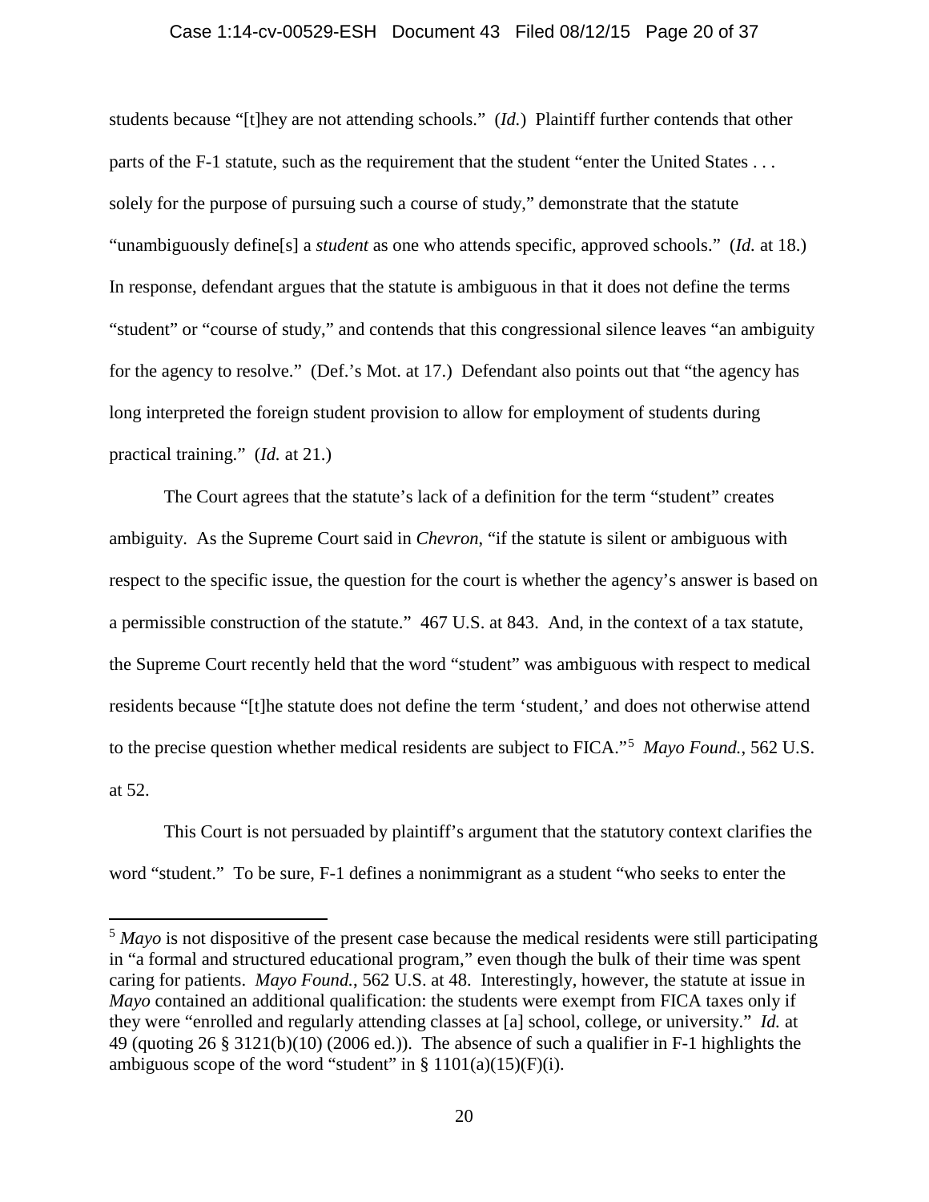students because "[t]hey are not attending schools." (*Id.*) Plaintiff further contends that other parts of the F-1 statute, such as the requirement that the student "enter the United States . . . solely for the purpose of pursuing such a course of study," demonstrate that the statute "unambiguously define[s] a *student* as one who attends specific, approved schools." (*Id.* at 18.) In response, defendant argues that the statute is ambiguous in that it does not define the terms "student" or "course of study," and contends that this congressional silence leaves "an ambiguity for the agency to resolve." (Def.'s Mot. at 17.) Defendant also points out that "the agency has long interpreted the foreign student provision to allow for employment of students during practical training." (*Id.* at 21.)

The Court agrees that the statute's lack of a definition for the term "student" creates ambiguity. As the Supreme Court said in *Chevron*, "if the statute is silent or ambiguous with respect to the specific issue, the question for the court is whether the agency's answer is based on a permissible construction of the statute." 467 U.S. at 843. And, in the context of a tax statute, the Supreme Court recently held that the word "student" was ambiguous with respect to medical residents because "[t]he statute does not define the term 'student,' and does not otherwise attend to the precise question whether medical residents are subject to FICA."[5] *Mayo Found.*, 562 U.S. at 52.

This Court is not persuaded by plaintiff's argument that the statutory context clarifies the word "student." To be sure, F-1 defines a nonimmigrant as a student "who seeks to enter the

---

[5] *Mayo* is not dispositive of the present case because the medical residents were still participating in "a formal and structured educational program," even though the bulk of their time was spent caring for patients. *Mayo Found.*, 562 U.S. at 48. Interestingly, however, the statute at issue in *Mayo* contained an additional qualification: the students were exempt from FICA taxes only if they were "enrolled and regularly attending classes at [a] school, college, or university." *Id.* at 49 (quoting 26 § 3121(b)(10) (2006 ed.)). The absence of such a qualifier in F-1 highlights the ambiguous scope of the word "student" in § 1101(a)(15)(F)(i).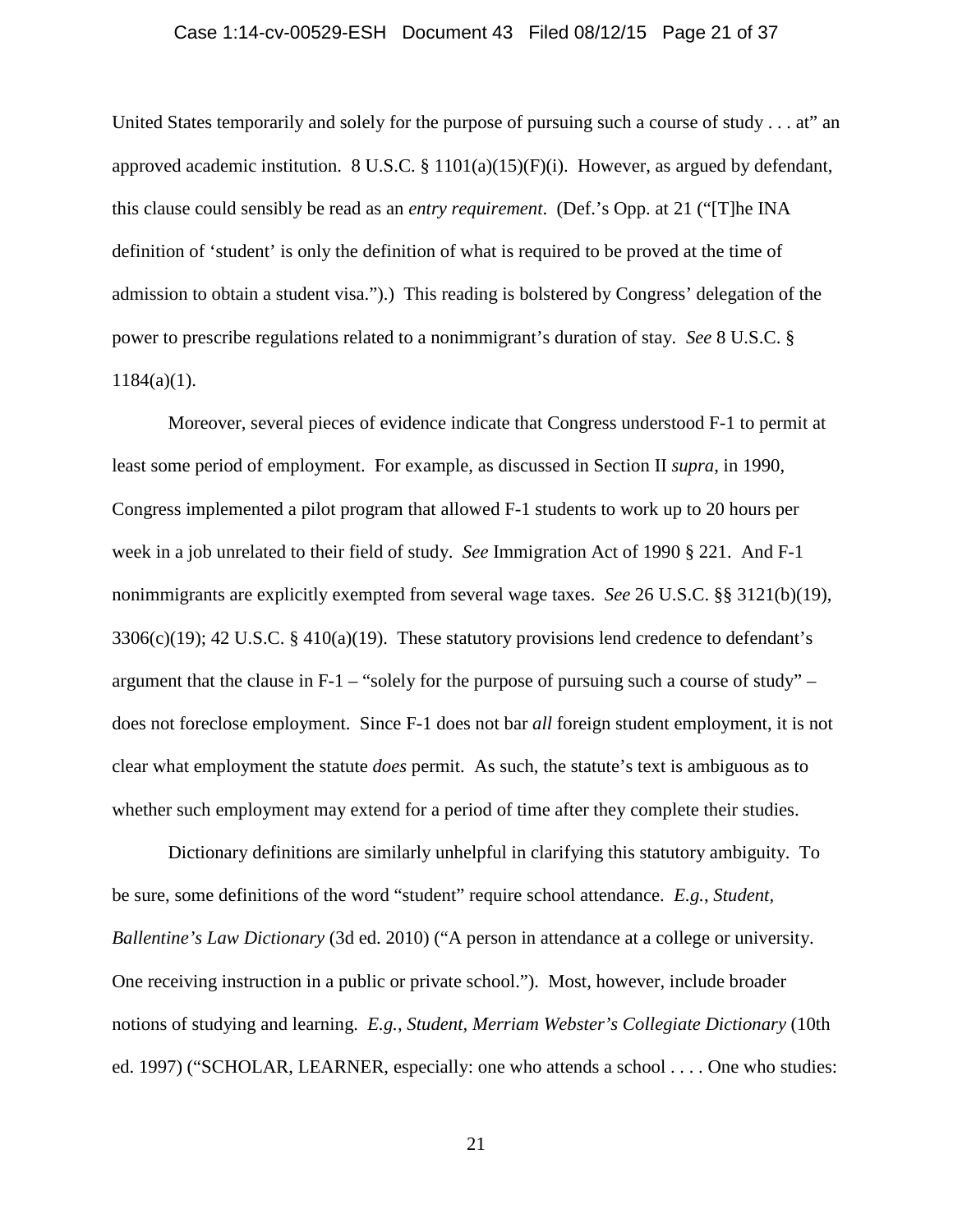United States temporarily and solely for the purpose of pursuing such a course of study . . . at" an approved academic institution. 8 U.S.C. § 1101(a)(15)(F)(i). However, as argued by defendant, this clause could sensibly be read as an *entry requirement*. (Def.'s Opp. at 21 ("[T]he INA definition of 'student' is only the definition of what is required to be proved at the time of admission to obtain a student visa.").) This reading is bolstered by Congress' delegation of the power to prescribe regulations related to a nonimmigrant's duration of stay. *See* 8 U.S.C. § 1184(a)(1).

Moreover, several pieces of evidence indicate that Congress understood F-1 to permit at least some period of employment. For example, as discussed in Section II *supra*, in 1990, Congress implemented a pilot program that allowed F-1 students to work up to 20 hours per week in a job unrelated to their field of study. *See* Immigration Act of 1990 § 221. And F-1 nonimmigrants are explicitly exempted from several wage taxes. *See* 26 U.S.C. §§ 3121(b)(19), 3306(c)(19); 42 U.S.C. § 410(a)(19). These statutory provisions lend credence to defendant's argument that the clause in F-1 – "solely for the purpose of pursuing such a course of study" – does not foreclose employment. Since F-1 does not bar *all* foreign student employment, it is not clear what employment the statute *does* permit. As such, the statute's text is ambiguous as to whether such employment may extend for a period of time after they complete their studies.

Dictionary definitions are similarly unhelpful in clarifying this statutory ambiguity. To be sure, some definitions of the word "student" require school attendance. *E.g.*, *Student*, *Ballentine's Law Dictionary* (3d ed. 2010) ("A person in attendance at a college or university. One receiving instruction in a public or private school."). Most, however, include broader notions of studying and learning. *E.g.*, *Student*, *Merriam Webster's Collegiate Dictionary* (10th ed. 1997) ("SCHOLAR, LEARNER, especially: one who attends a school . . . . One who studies: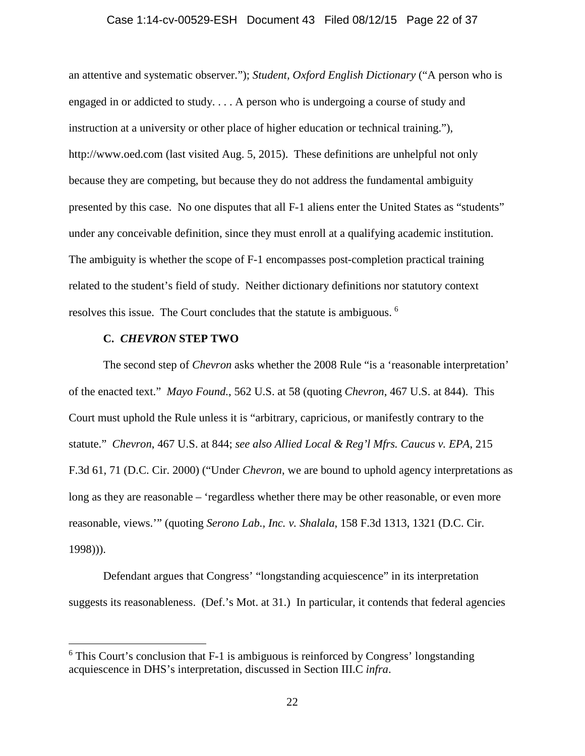an attentive and systematic observer."); *Student*, *Oxford English Dictionary* ("A person who is engaged in or addicted to study. . . . A person who is undergoing a course of study and instruction at a university or other place of higher education or technical training."), http://www.oed.com (last visited Aug. 5, 2015). These definitions are unhelpful not only because they are competing, but because they do not address the fundamental ambiguity presented by this case. No one disputes that all F-1 aliens enter the United States as "students" under any conceivable definition, since they must enroll at a qualifying academic institution. The ambiguity is whether the scope of F-1 encompasses post-completion practical training related to the student's field of study. Neither dictionary definitions nor statutory context resolves this issue. The Court concludes that the statute is ambiguous. [6]

### C. *CHEVRON* STEP TWO

The second step of *Chevron* asks whether the 2008 Rule "is a 'reasonable interpretation' of the enacted text." *Mayo Found.*, 562 U.S. at 58 (quoting *Chevron*, 467 U.S. at 844). This Court must uphold the Rule unless it is "arbitrary, capricious, or manifestly contrary to the statute." *Chevron*, 467 U.S. at 844; *see also Allied Local & Reg'l Mfrs. Caucus v. EPA*, 215 F.3d 61, 71 (D.C. Cir. 2000) ("Under *Chevron*, we are bound to uphold agency interpretations as long as they are reasonable – 'regardless whether there may be other reasonable, or even more reasonable, views.'" (quoting *Serono Lab., Inc. v. Shalala*, 158 F.3d 1313, 1321 (D.C. Cir. 1998))).

Defendant argues that Congress' "longstanding acquiescence" in its interpretation suggests its reasonableness. (Def.'s Mot. at 31.) In particular, it contends that federal agencies

---

[6] This Court's conclusion that F-1 is ambiguous is reinforced by Congress' longstanding acquiescence in DHS's interpretation, discussed in Section III.C *infra*.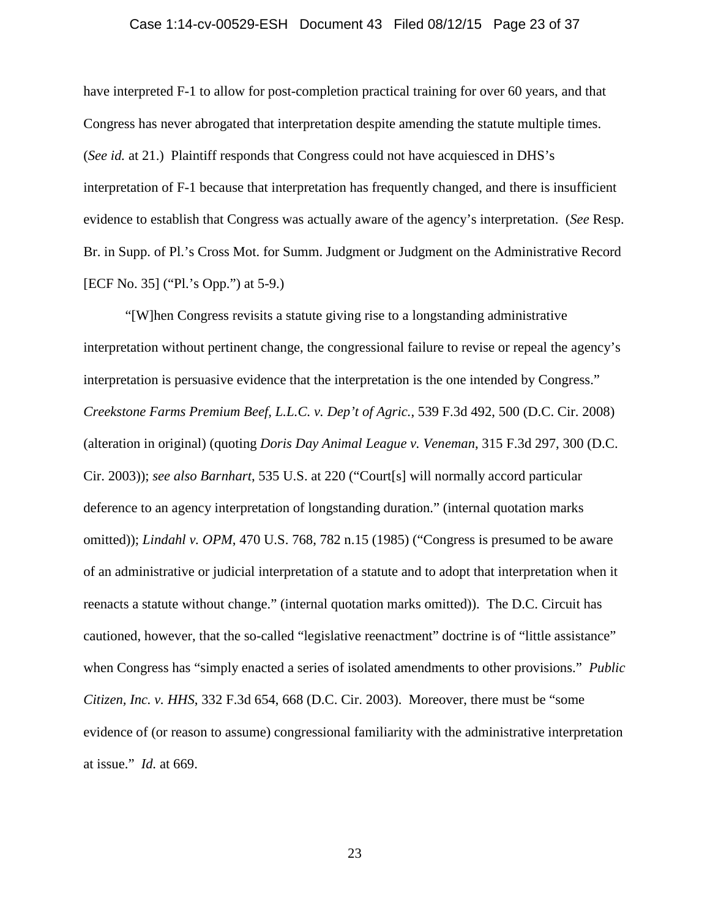have interpreted F-1 to allow for post-completion practical training for over 60 years, and that Congress has never abrogated that interpretation despite amending the statute multiple times. (*See id.* at 21.) Plaintiff responds that Congress could not have acquiesced in DHS's interpretation of F-1 because that interpretation has frequently changed, and there is insufficient evidence to establish that Congress was actually aware of the agency's interpretation. (*See* Resp. Br. in Supp. of Pl.'s Cross Mot. for Summ. Judgment or Judgment on the Administrative Record [ECF No. 35] ("Pl.'s Opp.") at 5-9.)

"[W]hen Congress revisits a statute giving rise to a longstanding administrative interpretation without pertinent change, the congressional failure to revise or repeal the agency's interpretation is persuasive evidence that the interpretation is the one intended by Congress." *Creekstone Farms Premium Beef, L.L.C. v. Dep't of Agric.*, 539 F.3d 492, 500 (D.C. Cir. 2008) (alteration in original) (quoting *Doris Day Animal League v. Veneman*, 315 F.3d 297, 300 (D.C. Cir. 2003)); *see also Barnhart*, 535 U.S. at 220 ("Court[s] will normally accord particular deference to an agency interpretation of longstanding duration." (internal quotation marks omitted)); *Lindahl v. OPM*, 470 U.S. 768, 782 n.15 (1985) ("Congress is presumed to be aware of an administrative or judicial interpretation of a statute and to adopt that interpretation when it reenacts a statute without change." (internal quotation marks omitted)). The D.C. Circuit has cautioned, however, that the so-called "legislative reenactment" doctrine is of "little assistance" when Congress has "simply enacted a series of isolated amendments to other provisions." *Public Citizen, Inc. v. HHS*, 332 F.3d 654, 668 (D.C. Cir. 2003). Moreover, there must be "some evidence of (or reason to assume) congressional familiarity with the administrative interpretation at issue." *Id.* at 669.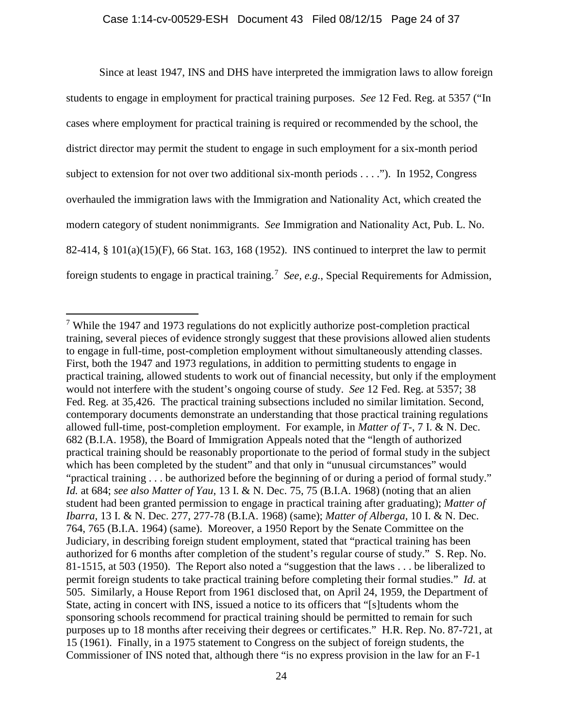Since at least 1947, INS and DHS have interpreted the immigration laws to allow foreign students to engage in employment for practical training purposes. *See* 12 Fed. Reg. at 5357 ("In cases where employment for practical training is required or recommended by the school, the district director may permit the student to engage in such employment for a six-month period subject to extension for not over two additional six-month periods . . . ."). In 1952, Congress overhauled the immigration laws with the Immigration and Nationality Act, which created the modern category of student nonimmigrants. *See* Immigration and Nationality Act, Pub. L. No. 82-414, § 101(a)(15)(F), 66 Stat. 163, 168 (1952). INS continued to interpret the law to permit foreign students to engage in practical training.[7] *See, e.g.*, Special Requirements for Admission,

[7] While the 1947 and 1973 regulations do not explicitly authorize post-completion practical training, several pieces of evidence strongly suggest that these provisions allowed alien students to engage in full-time, post-completion employment without simultaneously attending classes. First, both the 1947 and 1973 regulations, in addition to permitting students to engage in practical training, allowed students to work out of financial necessity, but only if the employment would not interfere with the student's ongoing course of study. *See* 12 Fed. Reg. at 5357; 38 Fed. Reg. at 35,426. The practical training subsections included no similar limitation. Second, contemporary documents demonstrate an understanding that those practical training regulations allowed full-time, post-completion employment. For example, in *Matter of T-*, 7 I. & N. Dec. 682 (B.I.A. 1958), the Board of Immigration Appeals noted that the "length of authorized practical training should be reasonably proportionate to the period of formal study in the subject which has been completed by the student" and that only in "unusual circumstances" would "practical training . . . be authorized before the beginning of or during a period of formal study." *Id.* at 684; *see also Matter of Yau*, 13 I. & N. Dec. 75, 75 (B.I.A. 1968) (noting that an alien student had been granted permission to engage in practical training after graduating); *Matter of Ibarra*, 13 I. & N. Dec. 277, 277-78 (B.I.A. 1968) (same); *Matter of Alberga*, 10 I. & N. Dec. 764, 765 (B.I.A. 1964) (same). Moreover, a 1950 Report by the Senate Committee on the Judiciary, in describing foreign student employment, stated that "practical training has been authorized for 6 months after completion of the student's regular course of study." S. Rep. No. 81-1515, at 503 (1950). The Report also noted a "suggestion that the laws . . . be liberalized to permit foreign students to take practical training before completing their formal studies." *Id.* at 505. Similarly, a House Report from 1961 disclosed that, on April 24, 1959, the Department of State, acting in concert with INS, issued a notice to its officers that "[s]tudents whom the sponsoring schools recommend for practical training should be permitted to remain for such purposes up to 18 months after receiving their degrees or certificates." H.R. Rep. No. 87-721, at 15 (1961). Finally, in a 1975 statement to Congress on the subject of foreign students, the Commissioner of INS noted that, although there "is no express provision in the law for an F-1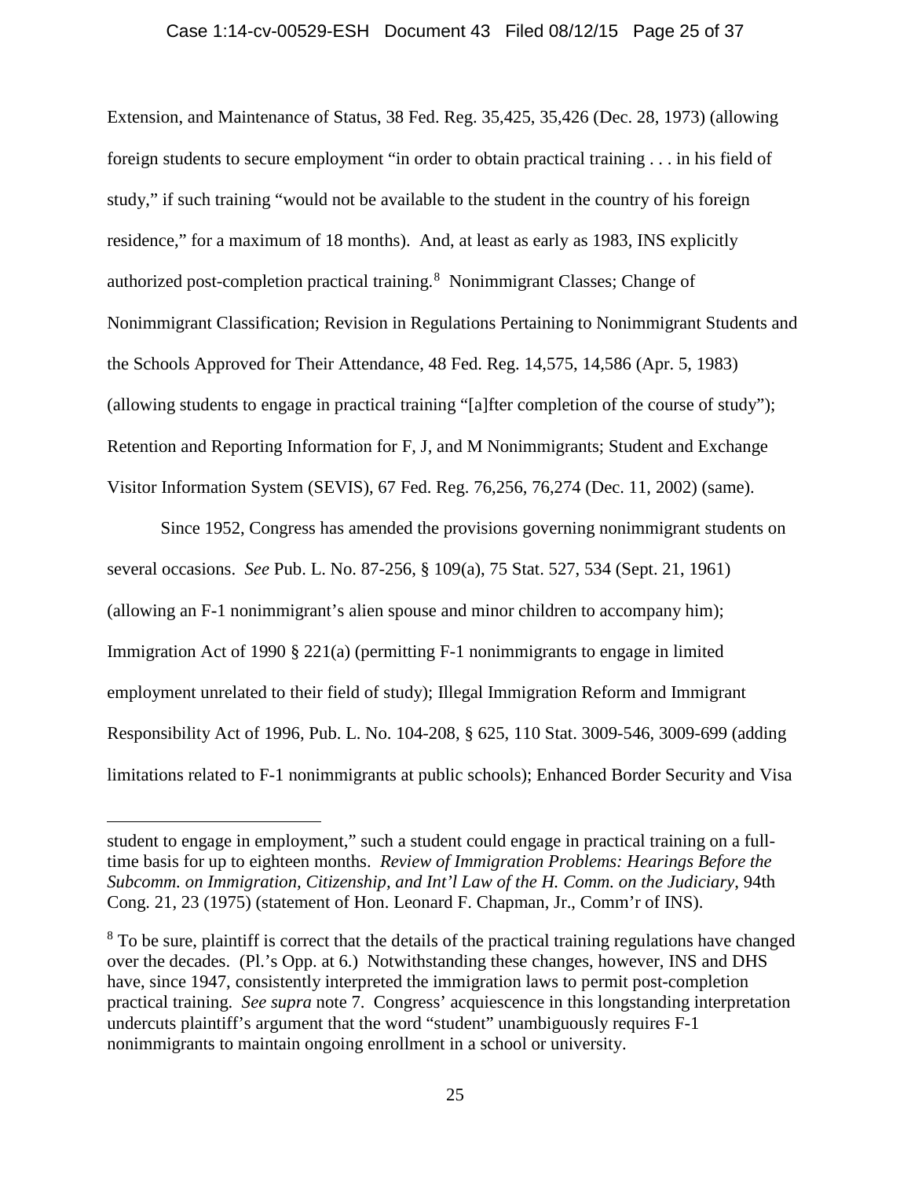Extension, and Maintenance of Status, 38 Fed. Reg. 35,425, 35,426 (Dec. 28, 1973) (allowing foreign students to secure employment "in order to obtain practical training . . . in his field of study," if such training "would not be available to the student in the country of his foreign residence," for a maximum of 18 months). And, at least as early as 1983, INS explicitly authorized post-completion practical training.[8] Nonimmigrant Classes; Change of Nonimmigrant Classification; Revision in Regulations Pertaining to Nonimmigrant Students and the Schools Approved for Their Attendance, 48 Fed. Reg. 14,575, 14,586 (Apr. 5, 1983) (allowing students to engage in practical training "[a]fter completion of the course of study"); Retention and Reporting Information for F, J, and M Nonimmigrants; Student and Exchange Visitor Information System (SEVIS), 67 Fed. Reg. 76,256, 76,274 (Dec. 11, 2002) (same).

Since 1952, Congress has amended the provisions governing nonimmigrant students on several occasions. *See* Pub. L. No. 87-256, § 109(a), 75 Stat. 527, 534 (Sept. 21, 1961) (allowing an F-1 nonimmigrant's alien spouse and minor children to accompany him); Immigration Act of 1990 § 221(a) (permitting F-1 nonimmigrants to engage in limited employment unrelated to their field of study); Illegal Immigration Reform and Immigrant Responsibility Act of 1996, Pub. L. No. 104-208, § 625, 110 Stat. 3009-546, 3009-699 (adding limitations related to F-1 nonimmigrants at public schools); Enhanced Border Security and Visa

---

student to engage in employment," such a student could engage in practical training on a full-time basis for up to eighteen months. *Review of Immigration Problems: Hearings Before the Subcomm. on Immigration, Citizenship, and Int'l Law of the H. Comm. on the Judiciary*, 94th Cong. 21, 23 (1975) (statement of Hon. Leonard F. Chapman, Jr., Comm'r of INS).

[8] To be sure, plaintiff is correct that the details of the practical training regulations have changed over the decades. (Pl.'s Opp. at 6.) Notwithstanding these changes, however, INS and DHS have, since 1947, consistently interpreted the immigration laws to permit post-completion practical training. *See supra* note 7. Congress' acquiescence in this longstanding interpretation undercuts plaintiff's argument that the word "student" unambiguously requires F-1 nonimmigrants to maintain ongoing enrollment in a school or university.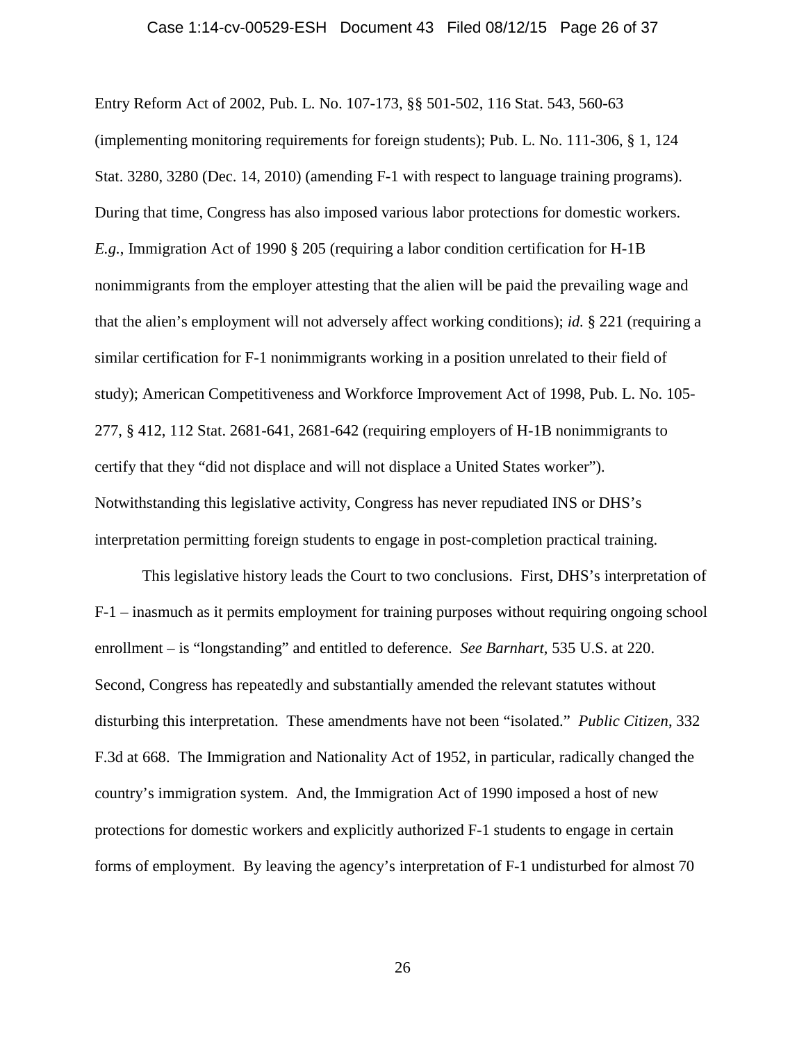Entry Reform Act of 2002, Pub. L. No. 107-173, §§ 501-502, 116 Stat. 543, 560-63 (implementing monitoring requirements for foreign students); Pub. L. No. 111-306, § 1, 124 Stat. 3280, 3280 (Dec. 14, 2010) (amending F-1 with respect to language training programs). During that time, Congress has also imposed various labor protections for domestic workers. *E.g.*, Immigration Act of 1990 § 205 (requiring a labor condition certification for H-1B nonimmigrants from the employer attesting that the alien will be paid the prevailing wage and that the alien's employment will not adversely affect working conditions); *id.* § 221 (requiring a similar certification for F-1 nonimmigrants working in a position unrelated to their field of study); American Competitiveness and Workforce Improvement Act of 1998, Pub. L. No. 105-277, § 412, 112 Stat. 2681-641, 2681-642 (requiring employers of H-1B nonimmigrants to certify that they "did not displace and will not displace a United States worker"). Notwithstanding this legislative activity, Congress has never repudiated INS or DHS's interpretation permitting foreign students to engage in post-completion practical training.

This legislative history leads the Court to two conclusions. First, DHS's interpretation of F-1 – inasmuch as it permits employment for training purposes without requiring ongoing school enrollment – is "longstanding" and entitled to deference. *See Barnhart*, 535 U.S. at 220. Second, Congress has repeatedly and substantially amended the relevant statutes without disturbing this interpretation. These amendments have not been "isolated." *Public Citizen*, 332 F.3d at 668. The Immigration and Nationality Act of 1952, in particular, radically changed the country's immigration system. And, the Immigration Act of 1990 imposed a host of new protections for domestic workers and explicitly authorized F-1 students to engage in certain forms of employment. By leaving the agency's interpretation of F-1 undisturbed for almost 70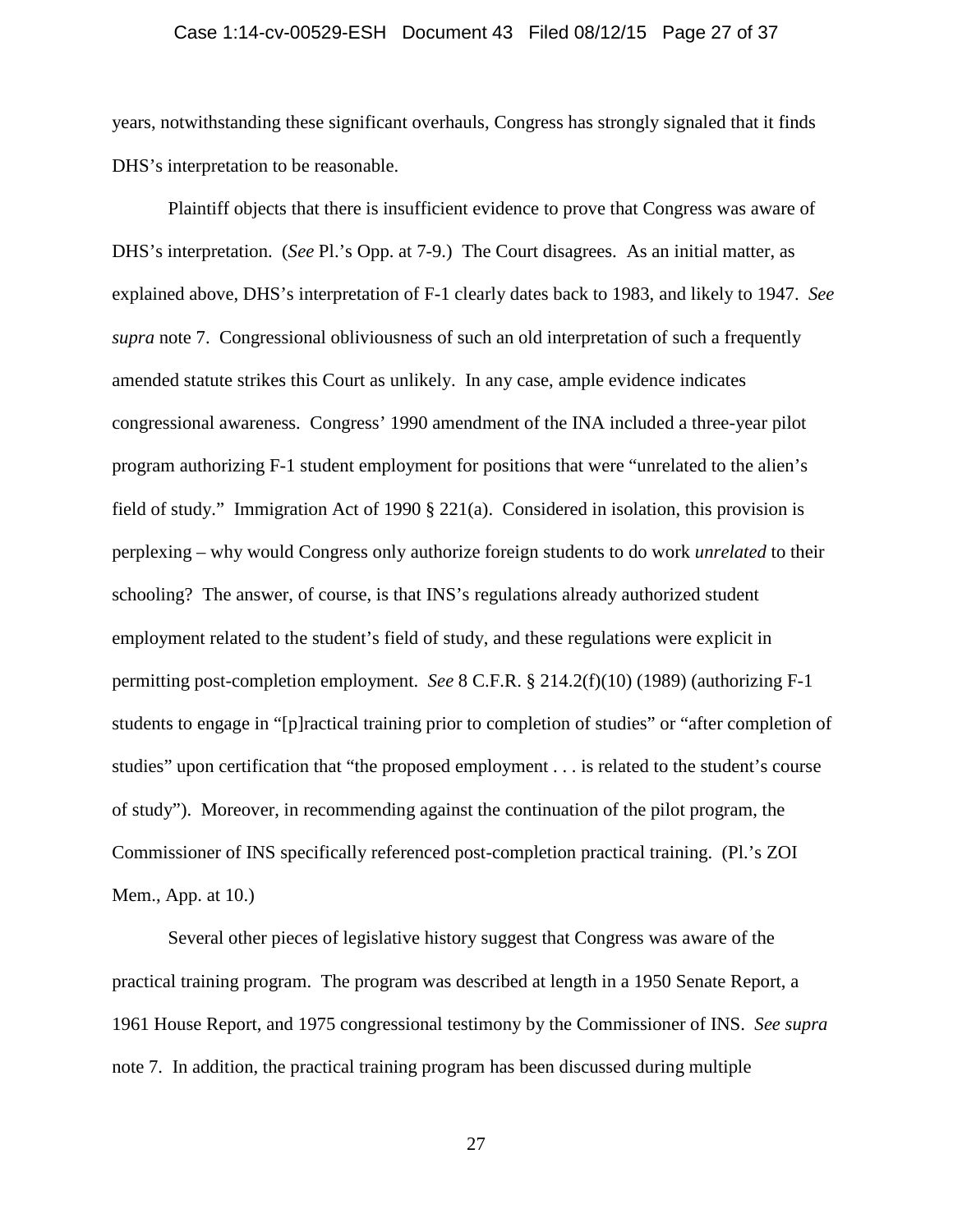years, notwithstanding these significant overhauls, Congress has strongly signaled that it finds DHS's interpretation to be reasonable.

Plaintiff objects that there is insufficient evidence to prove that Congress was aware of DHS's interpretation. (*See* Pl.'s Opp. at 7-9.) The Court disagrees. As an initial matter, as explained above, DHS's interpretation of F-1 clearly dates back to 1983, and likely to 1947. *See supra* note 7. Congressional obliviousness of such an old interpretation of such a frequently amended statute strikes this Court as unlikely. In any case, ample evidence indicates congressional awareness. Congress' 1990 amendment of the INA included a three-year pilot program authorizing F-1 student employment for positions that were "unrelated to the alien's field of study." Immigration Act of 1990 § 221(a). Considered in isolation, this provision is perplexing – why would Congress only authorize foreign students to do work *unrelated* to their schooling? The answer, of course, is that INS's regulations already authorized student employment related to the student's field of study, and these regulations were explicit in permitting post-completion employment. *See* 8 C.F.R. § 214.2(f)(10) (1989) (authorizing F-1 students to engage in "[p]ractical training prior to completion of studies" or "after completion of studies" upon certification that "the proposed employment . . . is related to the student's course of study"). Moreover, in recommending against the continuation of the pilot program, the Commissioner of INS specifically referenced post-completion practical training. (Pl.'s ZOI Mem., App. at 10.)

Several other pieces of legislative history suggest that Congress was aware of the practical training program. The program was described at length in a 1950 Senate Report, a 1961 House Report, and 1975 congressional testimony by the Commissioner of INS. *See supra* note 7. In addition, the practical training program has been discussed during multiple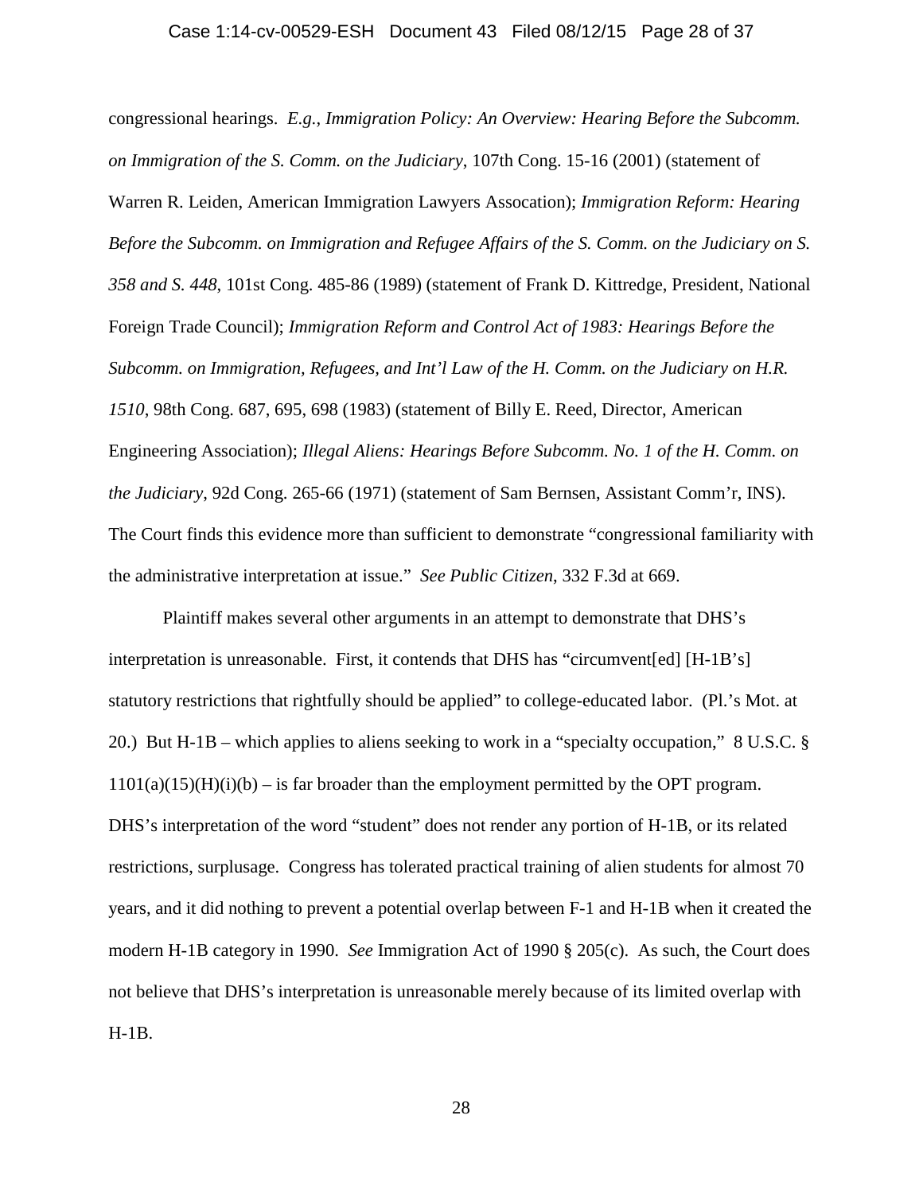congressional hearings. *E.g.*, *Immigration Policy: An Overview: Hearing Before the Subcomm. on Immigration of the S. Comm. on the Judiciary*, 107th Cong. 15-16 (2001) (statement of Warren R. Leiden, American Immigration Lawyers Assocation); *Immigration Reform: Hearing Before the Subcomm. on Immigration and Refugee Affairs of the S. Comm. on the Judiciary on S. 358 and S. 448*, 101st Cong. 485-86 (1989) (statement of Frank D. Kittredge, President, National Foreign Trade Council); *Immigration Reform and Control Act of 1983: Hearings Before the Subcomm. on Immigration, Refugees, and Int'l Law of the H. Comm. on the Judiciary on H.R. 1510*, 98th Cong. 687, 695, 698 (1983) (statement of Billy E. Reed, Director, American Engineering Association); *Illegal Aliens: Hearings Before Subcomm. No. 1 of the H. Comm. on the Judiciary*, 92d Cong. 265-66 (1971) (statement of Sam Bernsen, Assistant Comm'r, INS). The Court finds this evidence more than sufficient to demonstrate "congressional familiarity with the administrative interpretation at issue." *See Public Citizen*, 332 F.3d at 669.

Plaintiff makes several other arguments in an attempt to demonstrate that DHS's interpretation is unreasonable. First, it contends that DHS has "circumvent[ed] [H-1B's] statutory restrictions that rightfully should be applied" to college-educated labor. (Pl.'s Mot. at 20.) But H-1B – which applies to aliens seeking to work in a "specialty occupation," 8 U.S.C. § 1101(a)(15)(H)(i)(b) – is far broader than the employment permitted by the OPT program. DHS's interpretation of the word "student" does not render any portion of H-1B, or its related restrictions, surplusage. Congress has tolerated practical training of alien students for almost 70 years, and it did nothing to prevent a potential overlap between F-1 and H-1B when it created the modern H-1B category in 1990. *See* Immigration Act of 1990 § 205(c). As such, the Court does not believe that DHS's interpretation is unreasonable merely because of its limited overlap with H-1B.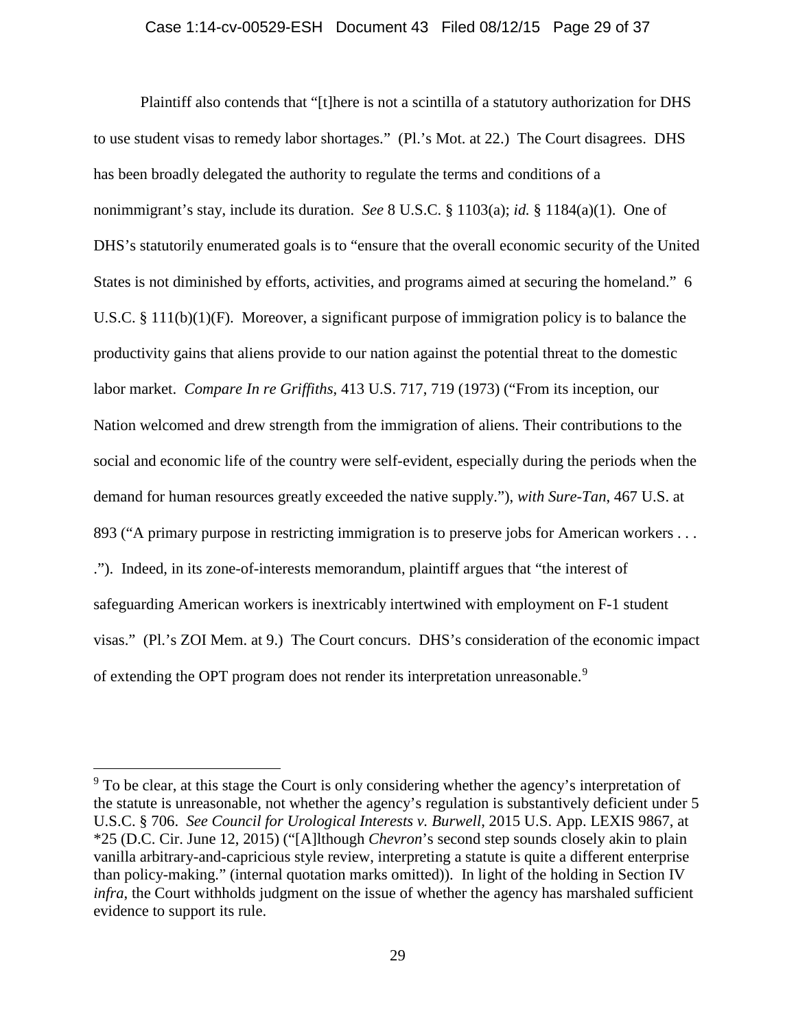Plaintiff also contends that "[t]here is not a scintilla of a statutory authorization for DHS to use student visas to remedy labor shortages." (Pl.'s Mot. at 22.) The Court disagrees. DHS has been broadly delegated the authority to regulate the terms and conditions of a nonimmigrant's stay, include its duration. *See* 8 U.S.C. § 1103(a); *id.* § 1184(a)(1). One of DHS's statutorily enumerated goals is to "ensure that the overall economic security of the United States is not diminished by efforts, activities, and programs aimed at securing the homeland." 6 U.S.C. § 111(b)(1)(F). Moreover, a significant purpose of immigration policy is to balance the productivity gains that aliens provide to our nation against the potential threat to the domestic labor market. *Compare In re Griffiths*, 413 U.S. 717, 719 (1973) ("From its inception, our Nation welcomed and drew strength from the immigration of aliens. Their contributions to the social and economic life of the country were self-evident, especially during the periods when the demand for human resources greatly exceeded the native supply."), *with Sure-Tan*, 467 U.S. at 893 ("A primary purpose in restricting immigration is to preserve jobs for American workers . . . ."). Indeed, in its zone-of-interests memorandum, plaintiff argues that "the interest of safeguarding American workers is inextricably intertwined with employment on F-1 student visas." (Pl.'s ZOI Mem. at 9.) The Court concurs. DHS's consideration of the economic impact of extending the OPT program does not render its interpretation unreasonable.[9]

---

[9] To be clear, at this stage the Court is only considering whether the agency's interpretation of the statute is unreasonable, not whether the agency's regulation is substantively deficient under 5 U.S.C. § 706. *See Council for Urological Interests v. Burwell*, 2015 U.S. App. LEXIS 9867, at \*25 (D.C. Cir. June 12, 2015) ("[A]lthough *Chevron*'s second step sounds closely akin to plain vanilla arbitrary-and-capricious style review, interpreting a statute is quite a different enterprise than policy-making." (internal quotation marks omitted)). In light of the holding in Section IV *infra*, the Court withholds judgment on the issue of whether the agency has marshaled sufficient evidence to support its rule.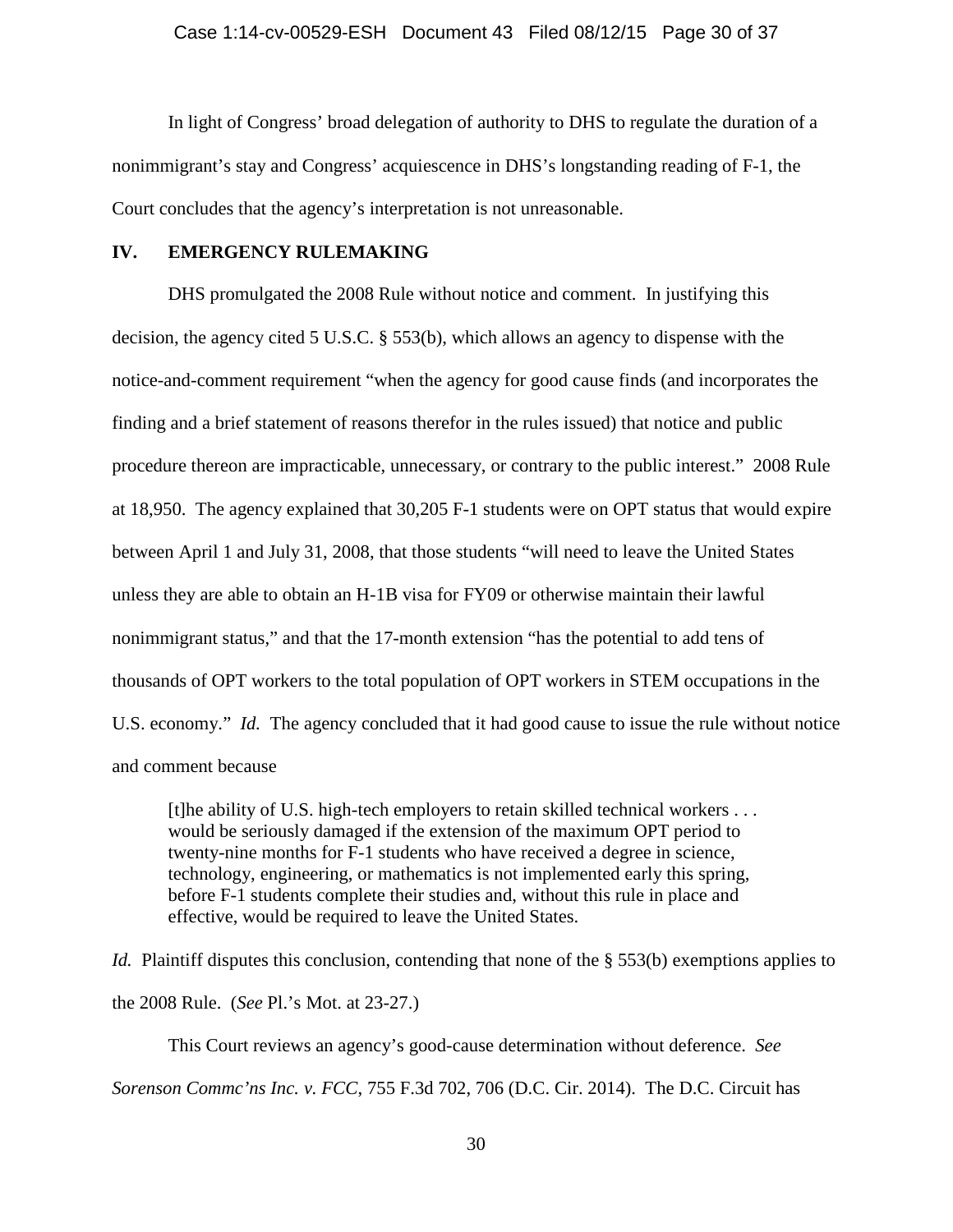In light of Congress' broad delegation of authority to DHS to regulate the duration of a nonimmigrant's stay and Congress' acquiescence in DHS's longstanding reading of F-1, the Court concludes that the agency's interpretation is not unreasonable.

## IV. EMERGENCY RULEMAKING

DHS promulgated the 2008 Rule without notice and comment. In justifying this decision, the agency cited 5 U.S.C. § 553(b), which allows an agency to dispense with the notice-and-comment requirement "when the agency for good cause finds (and incorporates the finding and a brief statement of reasons therefor in the rules issued) that notice and public procedure thereon are impracticable, unnecessary, or contrary to the public interest." 2008 Rule at 18,950. The agency explained that 30,205 F-1 students were on OPT status that would expire between April 1 and July 31, 2008, that those students "will need to leave the United States unless they are able to obtain an H-1B visa for FY09 or otherwise maintain their lawful nonimmigrant status," and that the 17-month extension "has the potential to add tens of thousands of OPT workers to the total population of OPT workers in STEM occupations in the U.S. economy." *Id.* The agency concluded that it had good cause to issue the rule without notice and comment because

> [t]he ability of U.S. high-tech employers to retain skilled technical workers . . . would be seriously damaged if the extension of the maximum OPT period to twenty-nine months for F-1 students who have received a degree in science, technology, engineering, or mathematics is not implemented early this spring, before F-1 students complete their studies and, without this rule in place and effective, would be required to leave the United States.

*Id.* Plaintiff disputes this conclusion, contending that none of the § 553(b) exemptions applies to the 2008 Rule. (*See* Pl.'s Mot. at 23-27.)

This Court reviews an agency's good-cause determination without deference. *See Sorenson Commc'ns Inc. v. FCC*, 755 F.3d 702, 706 (D.C. Cir. 2014). The D.C. Circuit has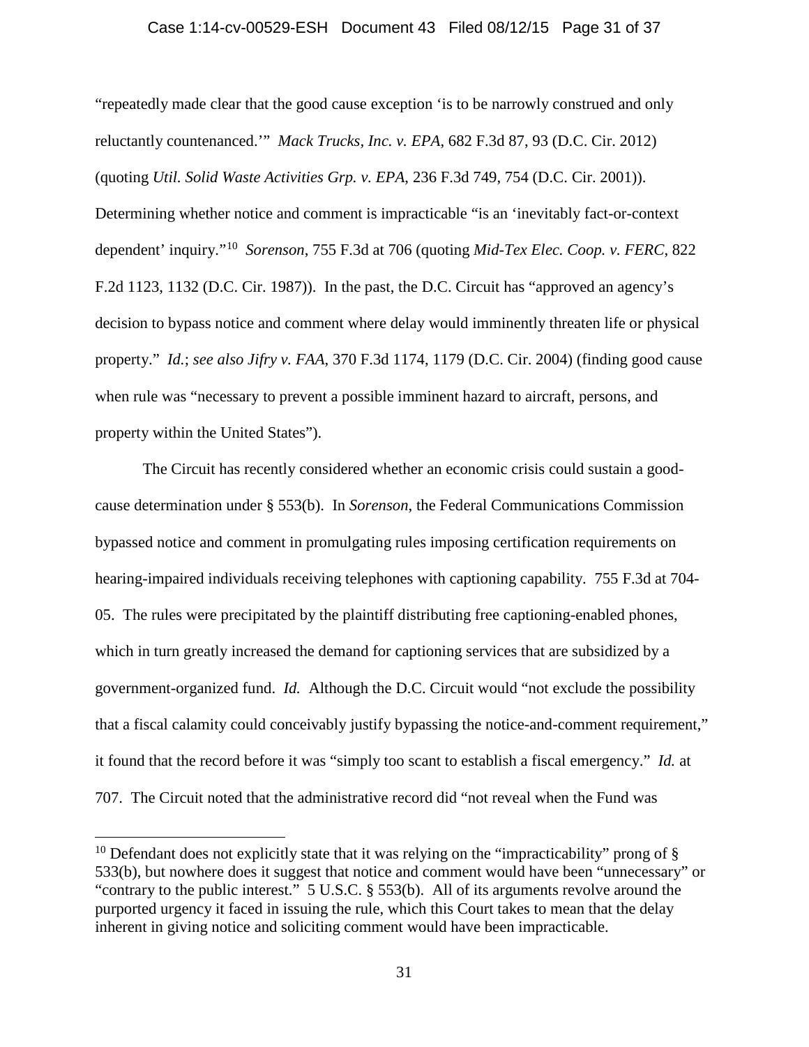"repeatedly made clear that the good cause exception 'is to be narrowly construed and only reluctantly countenanced.'" *Mack Trucks, Inc. v. EPA*, 682 F.3d 87, 93 (D.C. Cir. 2012) (quoting *Util. Solid Waste Activities Grp. v. EPA*, 236 F.3d 749, 754 (D.C. Cir. 2001)). Determining whether notice and comment is impracticable "is an 'inevitably fact-or-context dependent' inquiry."[10] *Sorenson*, 755 F.3d at 706 (quoting *Mid-Tex Elec. Coop. v. FERC*, 822 F.2d 1123, 1132 (D.C. Cir. 1987)). In the past, the D.C. Circuit has "approved an agency's decision to bypass notice and comment where delay would imminently threaten life or physical property." *Id.*; *see also Jifry v. FAA*, 370 F.3d 1174, 1179 (D.C. Cir. 2004) (finding good cause when rule was "necessary to prevent a possible imminent hazard to aircraft, persons, and property within the United States").

The Circuit has recently considered whether an economic crisis could sustain a good-cause determination under § 553(b). In *Sorenson*, the Federal Communications Commission bypassed notice and comment in promulgating rules imposing certification requirements on hearing-impaired individuals receiving telephones with captioning capability. 755 F.3d at 704-05. The rules were precipitated by the plaintiff distributing free captioning-enabled phones, which in turn greatly increased the demand for captioning services that are subsidized by a government-organized fund. *Id.* Although the D.C. Circuit would "not exclude the possibility that a fiscal calamity could conceivably justify bypassing the notice-and-comment requirement," it found that the record before it was "simply too scant to establish a fiscal emergency." *Id.* at 707. The Circuit noted that the administrative record did "not reveal when the Fund was

[10] Defendant does not explicitly state that it was relying on the "impracticability" prong of § 533(b), but nowhere does it suggest that notice and comment would have been "unnecessary" or "contrary to the public interest." 5 U.S.C. § 553(b). All of its arguments revolve around the purported urgency it faced in issuing the rule, which this Court takes to mean that the delay inherent in giving notice and soliciting comment would have been impracticable.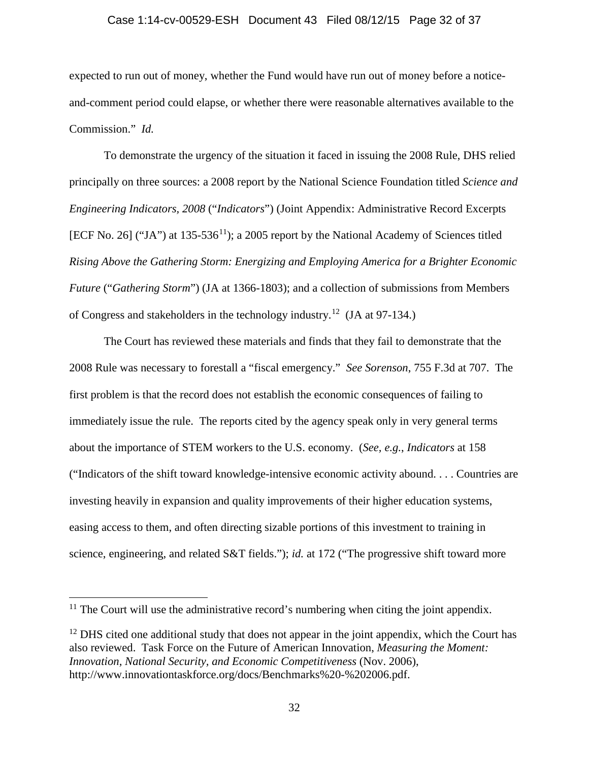expected to run out of money, whether the Fund would have run out of money before a notice-and-comment period could elapse, or whether there were reasonable alternatives available to the Commission." *Id.*

To demonstrate the urgency of the situation it faced in issuing the 2008 Rule, DHS relied principally on three sources: a 2008 report by the National Science Foundation titled *Science and Engineering Indicators, 2008* ("*Indicators*") (Joint Appendix: Administrative Record Excerpts [ECF No. 26] ("JA") at 135-536[11]); a 2005 report by the National Academy of Sciences titled *Rising Above the Gathering Storm: Energizing and Employing America for a Brighter Economic Future* ("*Gathering Storm*") (JA at 1366-1803); and a collection of submissions from Members of Congress and stakeholders in the technology industry.[12] (JA at 97-134.)

The Court has reviewed these materials and finds that they fail to demonstrate that the 2008 Rule was necessary to forestall a "fiscal emergency." *See Sorenson*, 755 F.3d at 707. The first problem is that the record does not establish the economic consequences of failing to immediately issue the rule. The reports cited by the agency speak only in very general terms about the importance of STEM workers to the U.S. economy. (*See, e.g.*, *Indicators* at 158 ("Indicators of the shift toward knowledge-intensive economic activity abound. . . . Countries are investing heavily in expansion and quality improvements of their higher education systems, easing access to them, and often directing sizable portions of this investment to training in science, engineering, and related S&T fields."); *id.* at 172 ("The progressive shift toward more

---

[11] The Court will use the administrative record's numbering when citing the joint appendix.

[12] DHS cited one additional study that does not appear in the joint appendix, which the Court has also reviewed. Task Force on the Future of American Innovation, *Measuring the Moment: Innovation, National Security, and Economic Competitiveness* (Nov. 2006), http://www.innovationtaskforce.org/docs/Benchmarks%20-%202006.pdf.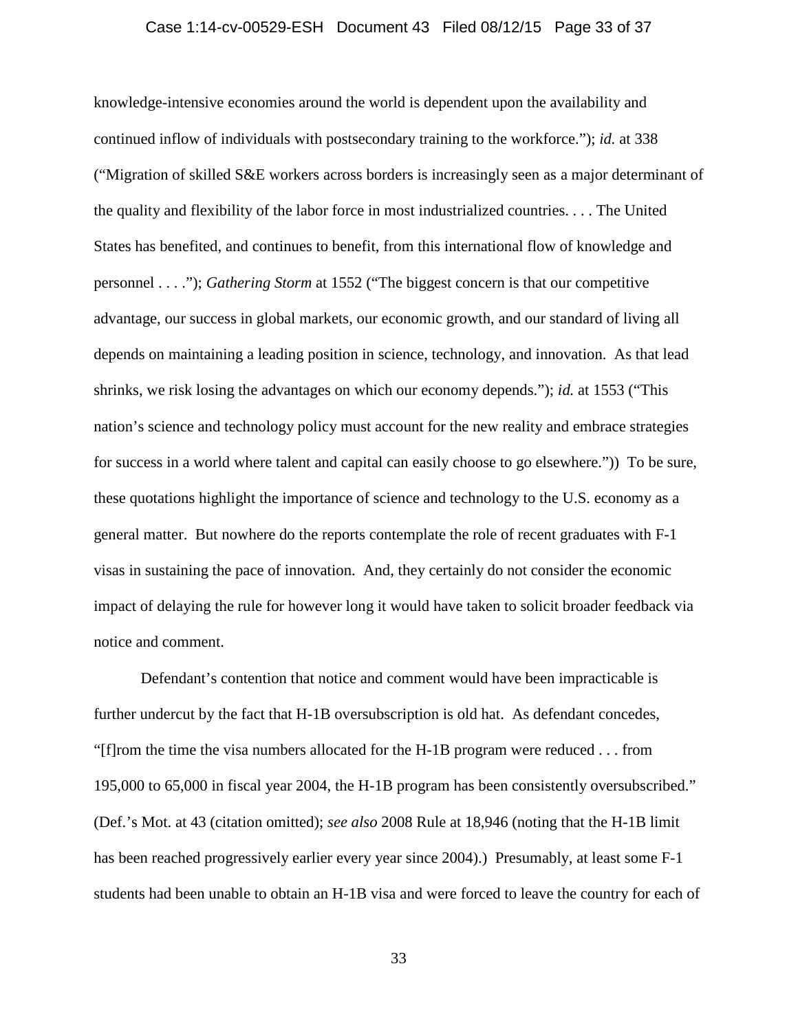knowledge-intensive economies around the world is dependent upon the availability and continued inflow of individuals with postsecondary training to the workforce."); *id.* at 338 ("Migration of skilled S&E workers across borders is increasingly seen as a major determinant of the quality and flexibility of the labor force in most industrialized countries. . . . The United States has benefited, and continues to benefit, from this international flow of knowledge and personnel . . . ."); *Gathering Storm* at 1552 ("The biggest concern is that our competitive advantage, our success in global markets, our economic growth, and our standard of living all depends on maintaining a leading position in science, technology, and innovation. As that lead shrinks, we risk losing the advantages on which our economy depends."); *id.* at 1553 ("This nation's science and technology policy must account for the new reality and embrace strategies for success in a world where talent and capital can easily choose to go elsewhere.")) To be sure, these quotations highlight the importance of science and technology to the U.S. economy as a general matter. But nowhere do the reports contemplate the role of recent graduates with F-1 visas in sustaining the pace of innovation. And, they certainly do not consider the economic impact of delaying the rule for however long it would have taken to solicit broader feedback via notice and comment.

Defendant's contention that notice and comment would have been impracticable is further undercut by the fact that H-1B oversubscription is old hat. As defendant concedes, "[f]rom the time the visa numbers allocated for the H-1B program were reduced . . . from 195,000 to 65,000 in fiscal year 2004, the H-1B program has been consistently oversubscribed." (Def.'s Mot. at 43 (citation omitted); *see also* 2008 Rule at 18,946 (noting that the H-1B limit has been reached progressively earlier every year since 2004).) Presumably, at least some F-1 students had been unable to obtain an H-1B visa and were forced to leave the country for each of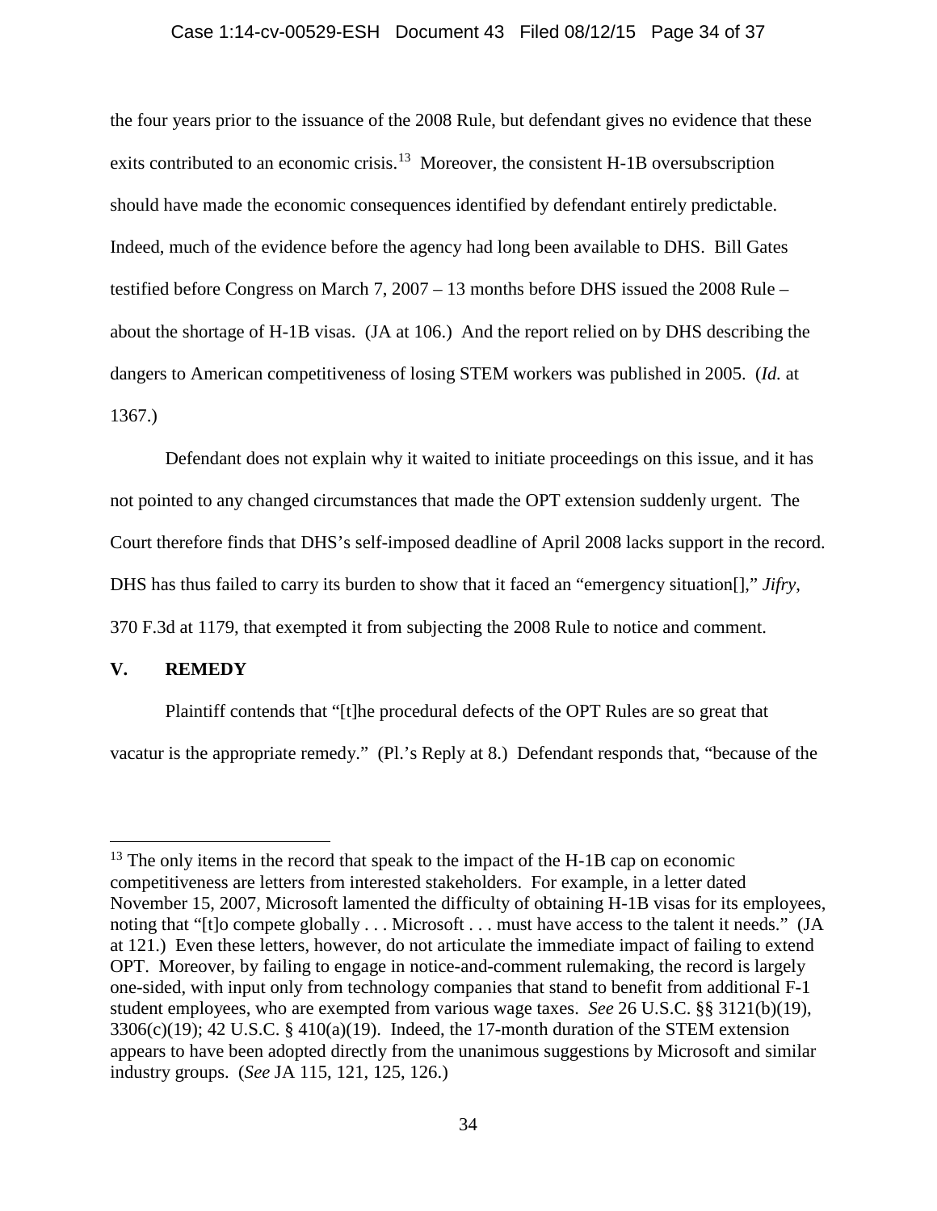the four years prior to the issuance of the 2008 Rule, but defendant gives no evidence that these exits contributed to an economic crisis.[13] Moreover, the consistent H-1B oversubscription should have made the economic consequences identified by defendant entirely predictable. Indeed, much of the evidence before the agency had long been available to DHS. Bill Gates testified before Congress on March 7, 2007 – 13 months before DHS issued the 2008 Rule – about the shortage of H-1B visas. (JA at 106.) And the report relied on by DHS describing the dangers to American competitiveness of losing STEM workers was published in 2005. (*Id.* at 1367.)

Defendant does not explain why it waited to initiate proceedings on this issue, and it has not pointed to any changed circumstances that made the OPT extension suddenly urgent. The Court therefore finds that DHS's self-imposed deadline of April 2008 lacks support in the record. DHS has thus failed to carry its burden to show that it faced an "emergency situation[]," *Jifry*, 370 F.3d at 1179, that exempted it from subjecting the 2008 Rule to notice and comment.

## V. REMEDY

Plaintiff contends that "[t]he procedural defects of the OPT Rules are so great that vacatur is the appropriate remedy." (Pl.'s Reply at 8.) Defendant responds that, "because of the

---

[13] The only items in the record that speak to the impact of the H-1B cap on economic competitiveness are letters from interested stakeholders. For example, in a letter dated November 15, 2007, Microsoft lamented the difficulty of obtaining H-1B visas for its employees, noting that "[t]o compete globally . . . Microsoft . . . must have access to the talent it needs." (JA at 121.) Even these letters, however, do not articulate the immediate impact of failing to extend OPT. Moreover, by failing to engage in notice-and-comment rulemaking, the record is largely one-sided, with input only from technology companies that stand to benefit from additional F-1 student employees, who are exempted from various wage taxes. *See* 26 U.S.C. §§ 3121(b)(19), 3306(c)(19); 42 U.S.C. § 410(a)(19). Indeed, the 17-month duration of the STEM extension appears to have been adopted directly from the unanimous suggestions by Microsoft and similar industry groups. (*See* JA 115, 121, 125, 126.)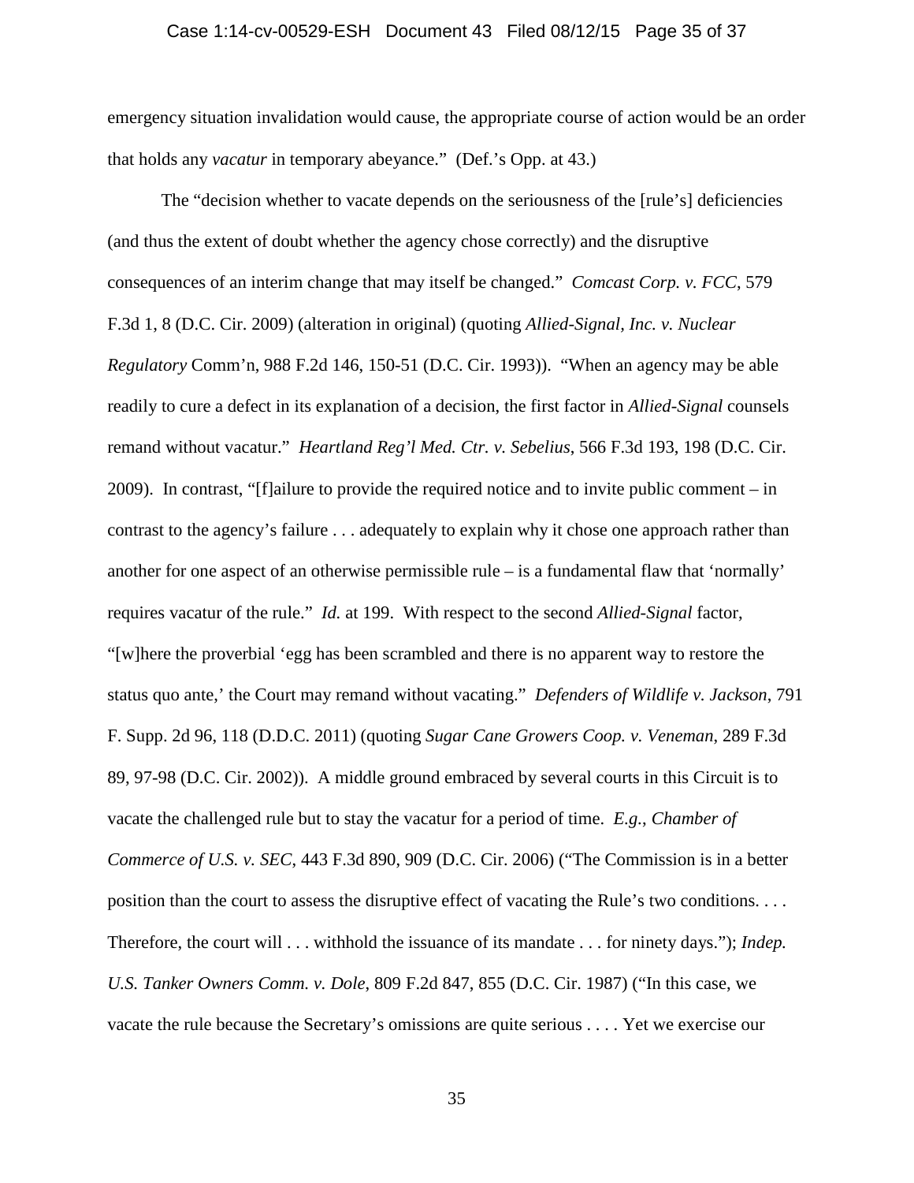emergency situation invalidation would cause, the appropriate course of action would be an order that holds any *vacatur* in temporary abeyance." (Def.'s Opp. at 43.)

The "decision whether to vacate depends on the seriousness of the [rule's] deficiencies (and thus the extent of doubt whether the agency chose correctly) and the disruptive consequences of an interim change that may itself be changed." *Comcast Corp. v. FCC*, 579 F.3d 1, 8 (D.C. Cir. 2009) (alteration in original) (quoting *Allied-Signal, Inc. v. Nuclear Regulatory* Comm'n, 988 F.2d 146, 150-51 (D.C. Cir. 1993)). "When an agency may be able readily to cure a defect in its explanation of a decision, the first factor in *Allied-Signal* counsels remand without vacatur." *Heartland Reg'l Med. Ctr. v. Sebelius*, 566 F.3d 193, 198 (D.C. Cir. 2009). In contrast, "[f]ailure to provide the required notice and to invite public comment – in contrast to the agency's failure . . . adequately to explain why it chose one approach rather than another for one aspect of an otherwise permissible rule – is a fundamental flaw that 'normally' requires vacatur of the rule." *Id.* at 199. With respect to the second *Allied-Signal* factor, "[w]here the proverbial 'egg has been scrambled and there is no apparent way to restore the status quo ante,' the Court may remand without vacating." *Defenders of Wildlife v. Jackson*, 791 F. Supp. 2d 96, 118 (D.D.C. 2011) (quoting *Sugar Cane Growers Coop. v. Veneman*, 289 F.3d 89, 97-98 (D.C. Cir. 2002)). A middle ground embraced by several courts in this Circuit is to vacate the challenged rule but to stay the vacatur for a period of time. *E.g.*, *Chamber of Commerce of U.S. v. SEC*, 443 F.3d 890, 909 (D.C. Cir. 2006) ("The Commission is in a better position than the court to assess the disruptive effect of vacating the Rule's two conditions. . . . Therefore, the court will . . . withhold the issuance of its mandate . . . for ninety days."); *Indep. U.S. Tanker Owners Comm. v. Dole*, 809 F.2d 847, 855 (D.C. Cir. 1987) ("In this case, we vacate the rule because the Secretary's omissions are quite serious . . . . Yet we exercise our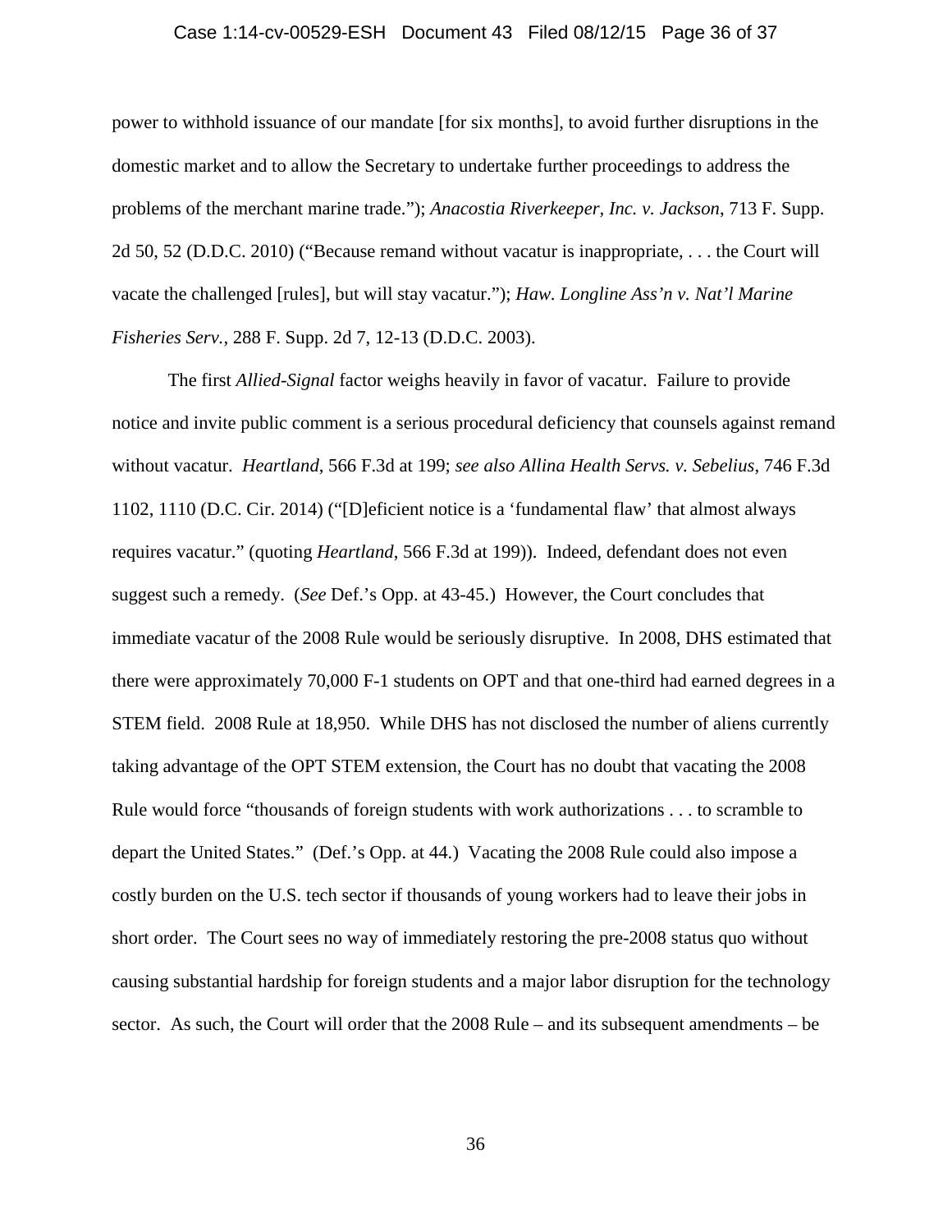power to withhold issuance of our mandate [for six months], to avoid further disruptions in the domestic market and to allow the Secretary to undertake further proceedings to address the problems of the merchant marine trade."); *Anacostia Riverkeeper, Inc. v. Jackson*, 713 F. Supp. 2d 50, 52 (D.D.C. 2010) ("Because remand without vacatur is inappropriate, . . . the Court will vacate the challenged [rules], but will stay vacatur."); *Haw. Longline Ass'n v. Nat'l Marine Fisheries Serv.*, 288 F. Supp. 2d 7, 12-13 (D.D.C. 2003).

The first *Allied-Signal* factor weighs heavily in favor of vacatur. Failure to provide notice and invite public comment is a serious procedural deficiency that counsels against remand without vacatur. *Heartland*, 566 F.3d at 199; *see also Allina Health Servs. v. Sebelius*, 746 F.3d 1102, 1110 (D.C. Cir. 2014) ("[D]eficient notice is a 'fundamental flaw' that almost always requires vacatur." (quoting *Heartland*, 566 F.3d at 199)). Indeed, defendant does not even suggest such a remedy. (*See* Def.'s Opp. at 43-45.) However, the Court concludes that immediate vacatur of the 2008 Rule would be seriously disruptive. In 2008, DHS estimated that there were approximately 70,000 F-1 students on OPT and that one-third had earned degrees in a STEM field. 2008 Rule at 18,950. While DHS has not disclosed the number of aliens currently taking advantage of the OPT STEM extension, the Court has no doubt that vacating the 2008 Rule would force "thousands of foreign students with work authorizations . . . to scramble to depart the United States." (Def.'s Opp. at 44.) Vacating the 2008 Rule could also impose a costly burden on the U.S. tech sector if thousands of young workers had to leave their jobs in short order. The Court sees no way of immediately restoring the pre-2008 status quo without causing substantial hardship for foreign students and a major labor disruption for the technology sector. As such, the Court will order that the 2008 Rule – and its subsequent amendments – be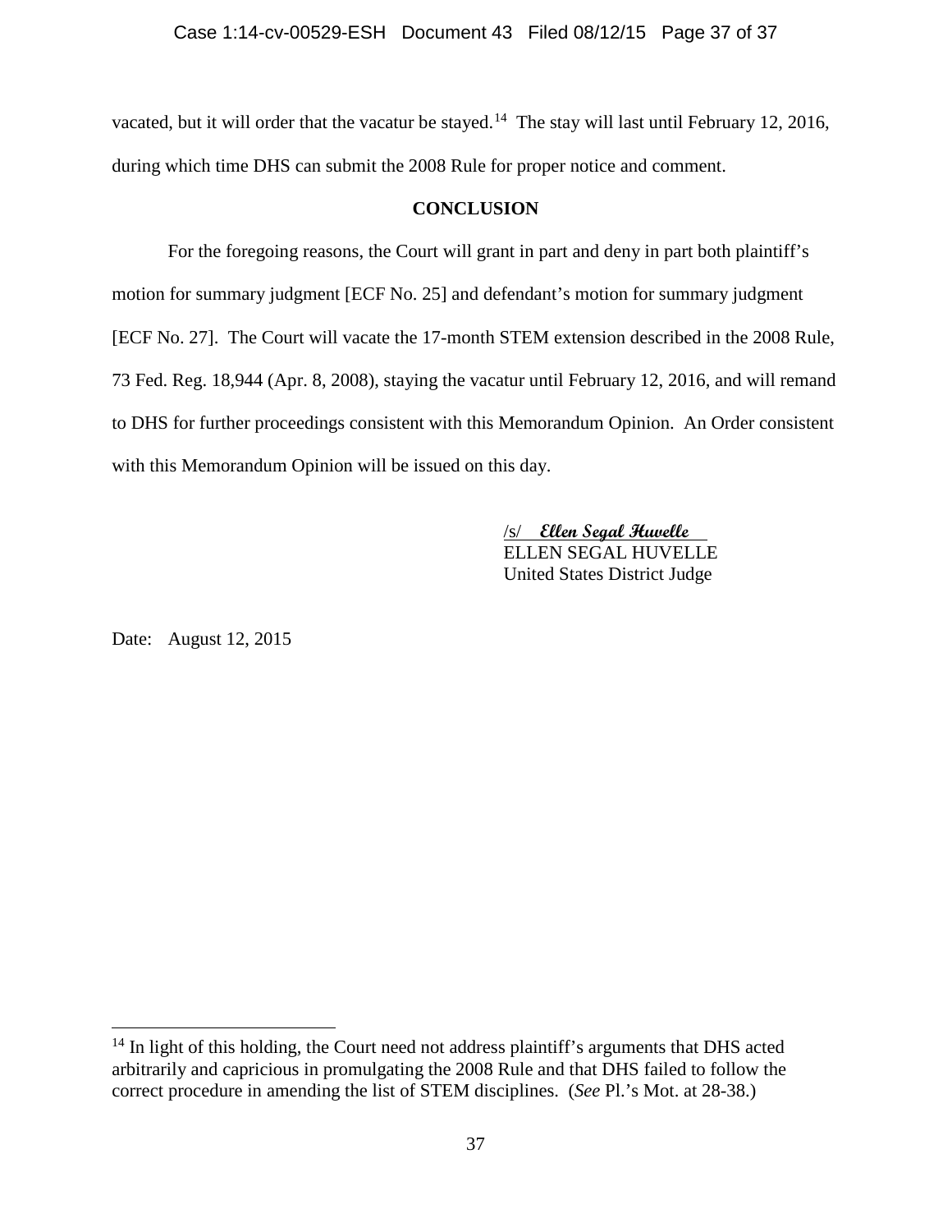vacated, but it will order that the vacatur be stayed.[14] The stay will last until February 12, 2016, during which time DHS can submit the 2008 Rule for proper notice and comment.

## CONCLUSION

For the foregoing reasons, the Court will grant in part and deny in part both plaintiff's motion for summary judgment [ECF No. 25] and defendant's motion for summary judgment [ECF No. 27]. The Court will vacate the 17-month STEM extension described in the 2008 Rule, 73 Fed. Reg. 18,944 (Apr. 8, 2008), staying the vacatur until February 12, 2016, and will remand to DHS for further proceedings consistent with this Memorandum Opinion. An Order consistent with this Memorandum Opinion will be issued on this day.

/s/ *Ellen Segal Huvelle*
ELLEN SEGAL HUVELLE
United States District Judge

Date: August 12, 2015

[14] In light of this holding, the Court need not address plaintiff's arguments that DHS acted arbitrarily and capricious in promulgating the 2008 Rule and that DHS failed to follow the correct procedure in amending the list of STEM disciplines. (*See* Pl.'s Mot. at 28-38.)